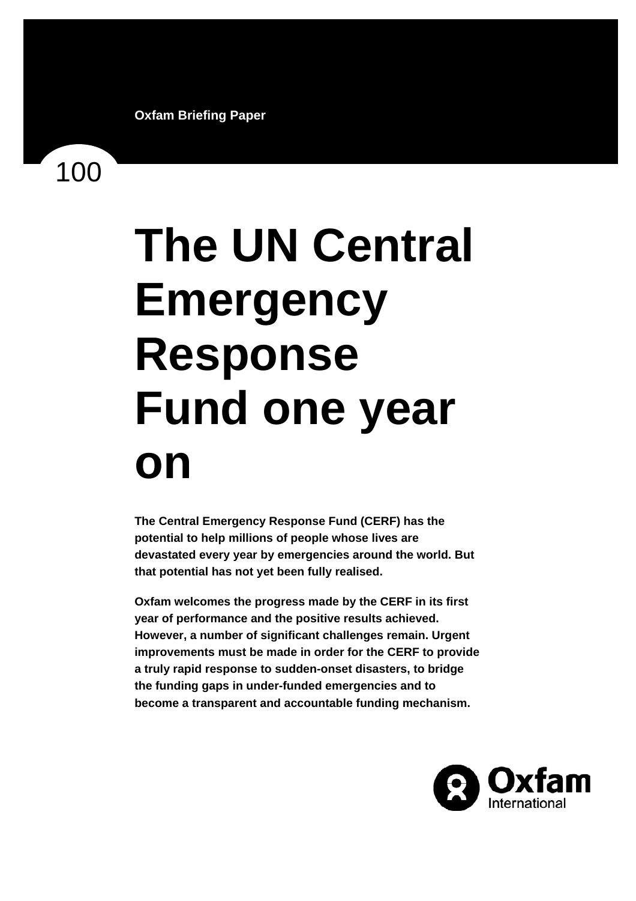Oxfam Briefing Paper

100

# The UN Central Emergency Response Fund one year on

**The Central Emergency Response Fund (CERF) has the potential to help millions of people whose lives are devastated every year by emergencies around the world. But that potential has not yet been fully realised.**

**Oxfam welcomes the progress made by the CERF in its first year of performance and the positive results achieved. However, a number of significant challenges remain. Urgent improvements must be made in order for the CERF to provide a truly rapid response to sudden-onset disasters, to bridge the funding gaps in under-funded emergencies and to become a transparent and accountable funding mechanism.**

Oxfam International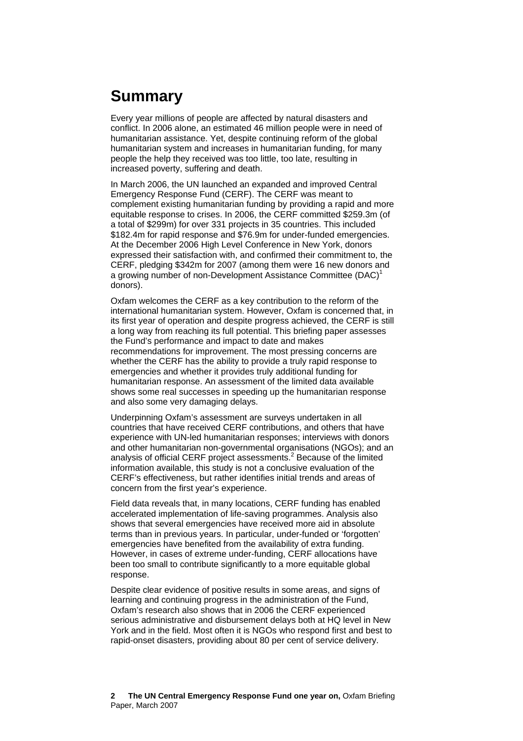# Summary

Every year millions of people are affected by natural disasters and conflict. In 2006 alone, an estimated 46 million people were in need of humanitarian assistance. Yet, despite continuing reform of the global humanitarian system and increases in humanitarian funding, for many people the help they received was too little, too late, resulting in increased poverty, suffering and death.

In March 2006, the UN launched an expanded and improved Central Emergency Response Fund (CERF). The CERF was meant to complement existing humanitarian funding by providing a rapid and more equitable response to crises. In 2006, the CERF committed $259.3m (of a total of $299m) for over 331 projects in 35 countries. This included $182.4m for rapid response and $76.9m for under-funded emergencies. At the December 2006 High Level Conference in New York, donors expressed their satisfaction with, and confirmed their commitment to, the CERF, pledging $342m for 2007 (among them were 16 new donors and a growing number of non-Development Assistance Committee (DAC)[1] donors).

Oxfam welcomes the CERF as a key contribution to the reform of the international humanitarian system. However, Oxfam is concerned that, in its first year of operation and despite progress achieved, the CERF is still a long way from reaching its full potential. This briefing paper assesses the Fund's performance and impact to date and makes recommendations for improvement. The most pressing concerns are whether the CERF has the ability to provide a truly rapid response to emergencies and whether it provides truly additional funding for humanitarian response. An assessment of the limited data available shows some real successes in speeding up the humanitarian response and also some very damaging delays.

Underpinning Oxfam's assessment are surveys undertaken in all countries that have received CERF contributions, and others that have experience with UN-led humanitarian responses; interviews with donors and other humanitarian non-governmental organisations (NGOs); and an analysis of official CERF project assessments.[2] Because of the limited information available, this study is not a conclusive evaluation of the CERF's effectiveness, but rather identifies initial trends and areas of concern from the first year's experience.

Field data reveals that, in many locations, CERF funding has enabled accelerated implementation of life-saving programmes. Analysis also shows that several emergencies have received more aid in absolute terms than in previous years. In particular, under-funded or 'forgotten' emergencies have benefited from the availability of extra funding. However, in cases of extreme under-funding, CERF allocations have been too small to contribute significantly to a more equitable global response.

Despite clear evidence of positive results in some areas, and signs of learning and continuing progress in the administration of the Fund, Oxfam's research also shows that in 2006 the CERF experienced serious administrative and disbursement delays both at HQ level in New York and in the field. Most often it is NGOs who respond first and best to rapid-onset disasters, providing about 80 per cent of service delivery.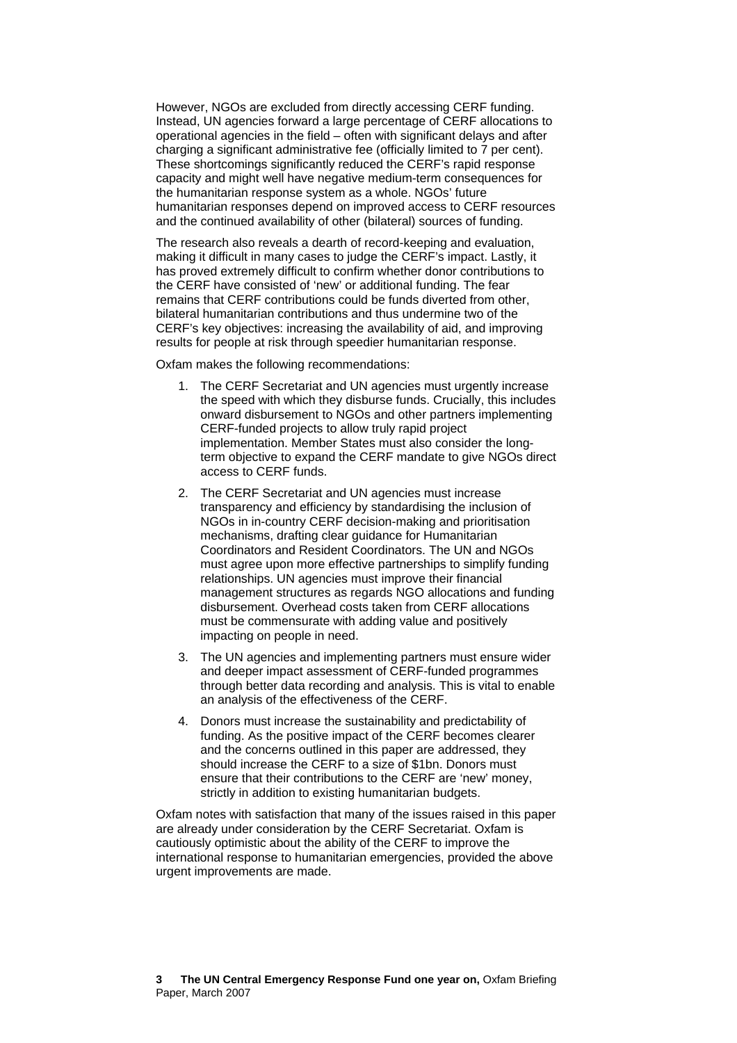However, NGOs are excluded from directly accessing CERF funding. Instead, UN agencies forward a large percentage of CERF allocations to operational agencies in the field – often with significant delays and after charging a significant administrative fee (officially limited to 7 per cent). These shortcomings significantly reduced the CERF's rapid response capacity and might well have negative medium-term consequences for the humanitarian response system as a whole. NGOs' future humanitarian responses depend on improved access to CERF resources and the continued availability of other (bilateral) sources of funding.

The research also reveals a dearth of record-keeping and evaluation, making it difficult in many cases to judge the CERF's impact. Lastly, it has proved extremely difficult to confirm whether donor contributions to the CERF have consisted of 'new' or additional funding. The fear remains that CERF contributions could be funds diverted from other, bilateral humanitarian contributions and thus undermine two of the CERF's key objectives: increasing the availability of aid, and improving results for people at risk through speedier humanitarian response.

Oxfam makes the following recommendations:

1. The CERF Secretariat and UN agencies must urgently increase the speed with which they disburse funds. Crucially, this includes onward disbursement to NGOs and other partners implementing CERF-funded projects to allow truly rapid project implementation. Member States must also consider the long-term objective to expand the CERF mandate to give NGOs direct access to CERF funds.

2. The CERF Secretariat and UN agencies must increase transparency and efficiency by standardising the inclusion of NGOs in in-country CERF decision-making and prioritisation mechanisms, drafting clear guidance for Humanitarian Coordinators and Resident Coordinators. The UN and NGOs must agree upon more effective partnerships to simplify funding relationships. UN agencies must improve their financial management structures as regards NGO allocations and funding disbursement. Overhead costs taken from CERF allocations must be commensurate with adding value and positively impacting on people in need.

3. The UN agencies and implementing partners must ensure wider and deeper impact assessment of CERF-funded programmes through better data recording and analysis. This is vital to enable an analysis of the effectiveness of the CERF.

4. Donors must increase the sustainability and predictability of funding. As the positive impact of the CERF becomes clearer and the concerns outlined in this paper are addressed, they should increase the CERF to a size of $1bn. Donors must ensure that their contributions to the CERF are 'new' money, strictly in addition to existing humanitarian budgets.

Oxfam notes with satisfaction that many of the issues raised in this paper are already under consideration by the CERF Secretariat. Oxfam is cautiously optimistic about the ability of the CERF to improve the international response to humanitarian emergencies, provided the above urgent improvements are made.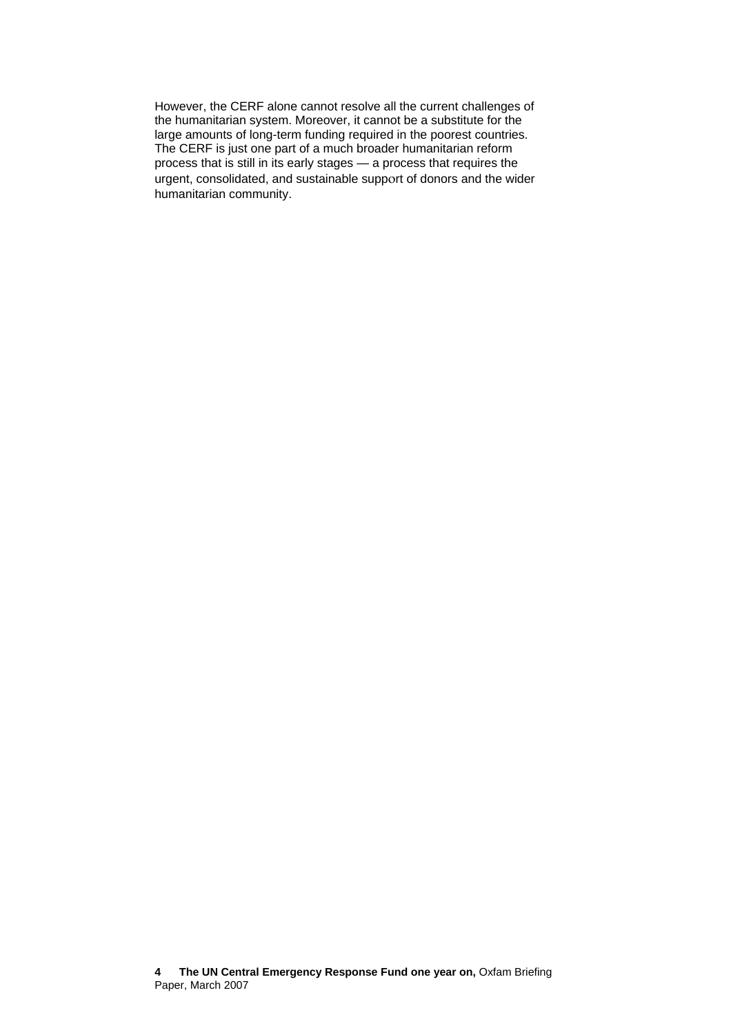However, the CERF alone cannot resolve all the current challenges of the humanitarian system. Moreover, it cannot be a substitute for the large amounts of long-term funding required in the poorest countries. The CERF is just one part of a much broader humanitarian reform process that is still in its early stages — a process that requires the urgent, consolidated, and sustainable support of donors and the wider humanitarian community.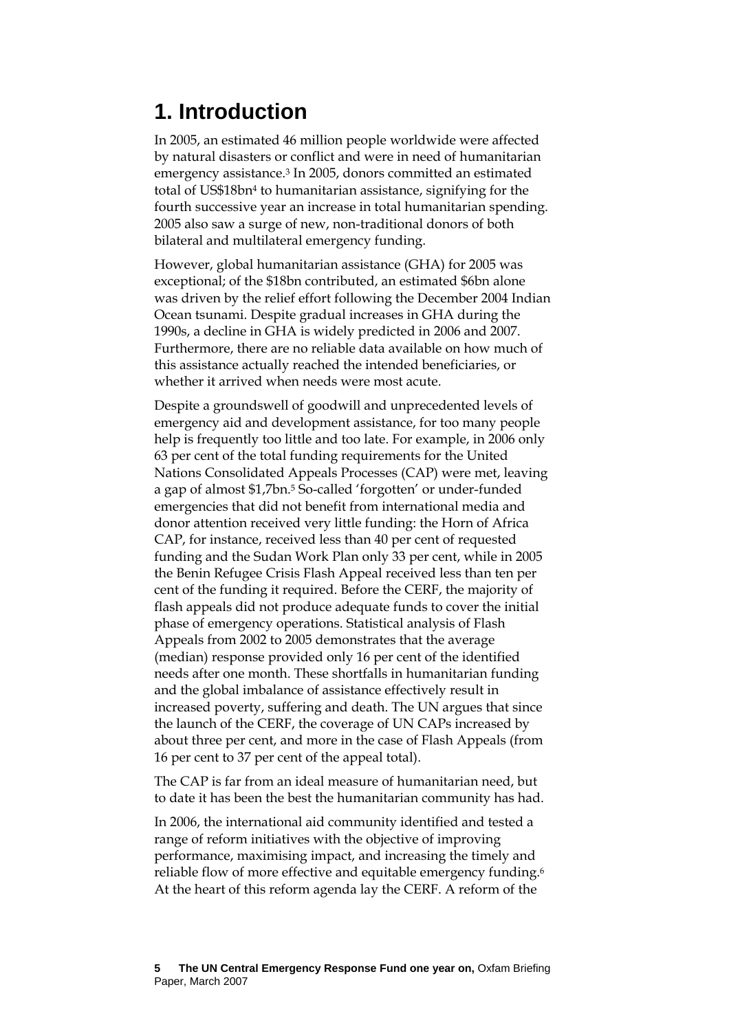# 1. Introduction

In 2005, an estimated 46 million people worldwide were affected by natural disasters or conflict and were in need of humanitarian emergency assistance.[3] In 2005, donors committed an estimated total of US$18bn[4] to humanitarian assistance, signifying for the fourth successive year an increase in total humanitarian spending. 2005 also saw a surge of new, non-traditional donors of both bilateral and multilateral emergency funding.

However, global humanitarian assistance (GHA) for 2005 was exceptional; of the $18bn contributed, an estimated $6bn alone was driven by the relief effort following the December 2004 Indian Ocean tsunami. Despite gradual increases in GHA during the 1990s, a decline in GHA is widely predicted in 2006 and 2007. Furthermore, there are no reliable data available on how much of this assistance actually reached the intended beneficiaries, or whether it arrived when needs were most acute.

Despite a groundswell of goodwill and unprecedented levels of emergency aid and development assistance, for too many people help is frequently too little and too late. For example, in 2006 only 63 per cent of the total funding requirements for the United Nations Consolidated Appeals Processes (CAP) were met, leaving a gap of almost $1,7bn.[5] So-called 'forgotten' or under-funded emergencies that did not benefit from international media and donor attention received very little funding: the Horn of Africa CAP, for instance, received less than 40 per cent of requested funding and the Sudan Work Plan only 33 per cent, while in 2005 the Benin Refugee Crisis Flash Appeal received less than ten per cent of the funding it required. Before the CERF, the majority of flash appeals did not produce adequate funds to cover the initial phase of emergency operations. Statistical analysis of Flash Appeals from 2002 to 2005 demonstrates that the average (median) response provided only 16 per cent of the identified needs after one month. These shortfalls in humanitarian funding and the global imbalance of assistance effectively result in increased poverty, suffering and death. The UN argues that since the launch of the CERF, the coverage of UN CAPs increased by about three per cent, and more in the case of Flash Appeals (from 16 per cent to 37 per cent of the appeal total).

The CAP is far from an ideal measure of humanitarian need, but to date it has been the best the humanitarian community has had.

In 2006, the international aid community identified and tested a range of reform initiatives with the objective of improving performance, maximising impact, and increasing the timely and reliable flow of more effective and equitable emergency funding.[6] At the heart of this reform agenda lay the CERF. A reform of the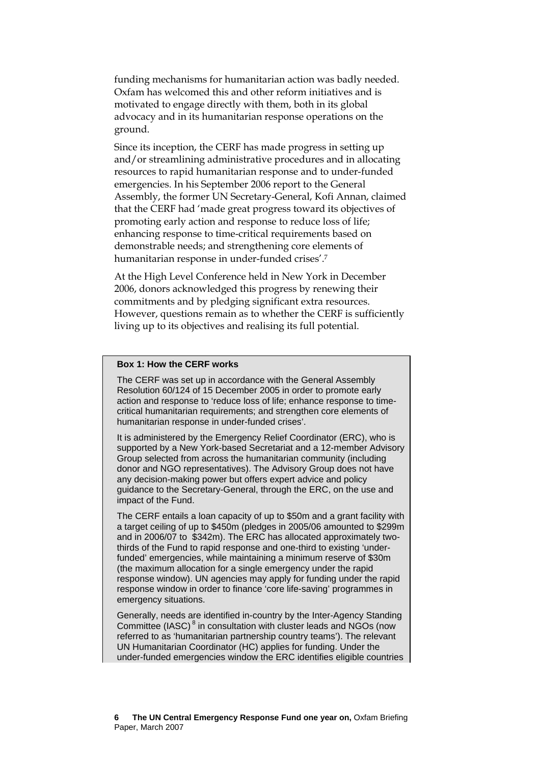funding mechanisms for humanitarian action was badly needed. Oxfam has welcomed this and other reform initiatives and is motivated to engage directly with them, both in its global advocacy and in its humanitarian response operations on the ground.

Since its inception, the CERF has made progress in setting up and/or streamlining administrative procedures and in allocating resources to rapid humanitarian response and to under-funded emergencies. In his September 2006 report to the General Assembly, the former UN Secretary-General, Kofi Annan, claimed that the CERF had 'made great progress toward its objectives of promoting early action and response to reduce loss of life; enhancing response to time-critical requirements based on demonstrable needs; and strengthening core elements of humanitarian response in under-funded crises'.[7]

At the High Level Conference held in New York in December 2006, donors acknowledged this progress by renewing their commitments and by pledging significant extra resources. However, questions remain as to whether the CERF is sufficiently living up to its objectives and realising its full potential.

**Box 1: How the CERF works**

The CERF was set up in accordance with the General Assembly Resolution 60/124 of 15 December 2005 in order to promote early action and response to 'reduce loss of life; enhance response to time-critical humanitarian requirements; and strengthen core elements of humanitarian response in under-funded crises'.

It is administered by the Emergency Relief Coordinator (ERC), who is supported by a New York-based Secretariat and a 12-member Advisory Group selected from across the humanitarian community (including donor and NGO representatives). The Advisory Group does not have any decision-making power but offers expert advice and policy guidance to the Secretary-General, through the ERC, on the use and impact of the Fund.

The CERF entails a loan capacity of up to $50m and a grant facility with a target ceiling of up to $450m (pledges in 2005/06 amounted to $299m and in 2006/07 to $342m). The ERC has allocated approximately two-thirds of the Fund to rapid response and one-third to existing 'under-funded' emergencies, while maintaining a minimum reserve of $30m (the maximum allocation for a single emergency under the rapid response window). UN agencies may apply for funding under the rapid response window in order to finance 'core life-saving' programmes in emergency situations.

Generally, needs are identified in-country by the Inter-Agency Standing Committee (IASC)[8] in consultation with cluster leads and NGOs (now referred to as 'humanitarian partnership country teams'). The relevant UN Humanitarian Coordinator (HC) applies for funding. Under the under-funded emergencies window the ERC identifies eligible countries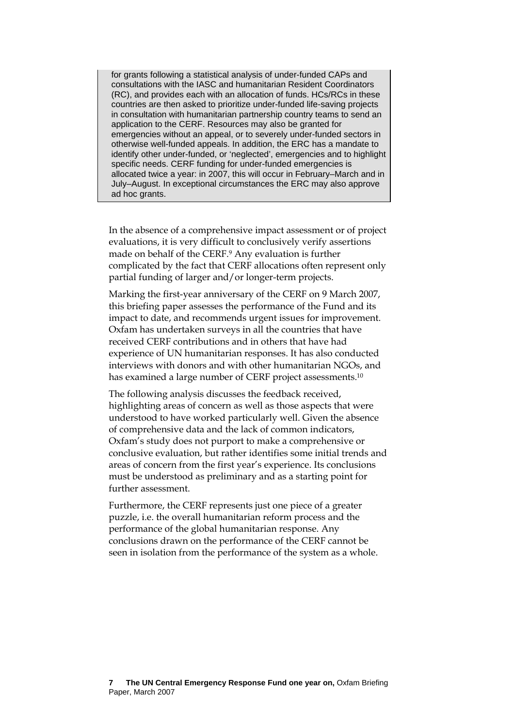for grants following a statistical analysis of under-funded CAPs and consultations with the IASC and humanitarian Resident Coordinators (RC), and provides each with an allocation of funds. HCs/RCs in these countries are then asked to prioritize under-funded life-saving projects in consultation with humanitarian partnership country teams to send an application to the CERF. Resources may also be granted for emergencies without an appeal, or to severely under-funded sectors in otherwise well-funded appeals. In addition, the ERC has a mandate to identify other under-funded, or 'neglected', emergencies and to highlight specific needs. CERF funding for under-funded emergencies is allocated twice a year: in 2007, this will occur in February–March and in July–August. In exceptional circumstances the ERC may also approve ad hoc grants.

In the absence of a comprehensive impact assessment or of project evaluations, it is very difficult to conclusively verify assertions made on behalf of the CERF.[9] Any evaluation is further complicated by the fact that CERF allocations often represent only partial funding of larger and/or longer-term projects.

Marking the first-year anniversary of the CERF on 9 March 2007, this briefing paper assesses the performance of the Fund and its impact to date, and recommends urgent issues for improvement. Oxfam has undertaken surveys in all the countries that have received CERF contributions and in others that have had experience of UN humanitarian responses. It has also conducted interviews with donors and with other humanitarian NGOs, and has examined a large number of CERF project assessments.[10]

The following analysis discusses the feedback received, highlighting areas of concern as well as those aspects that were understood to have worked particularly well. Given the absence of comprehensive data and the lack of common indicators, Oxfam's study does not purport to make a comprehensive or conclusive evaluation, but rather identifies some initial trends and areas of concern from the first year's experience. Its conclusions must be understood as preliminary and as a starting point for further assessment.

Furthermore, the CERF represents just one piece of a greater puzzle, i.e. the overall humanitarian reform process and the performance of the global humanitarian response. Any conclusions drawn on the performance of the CERF cannot be seen in isolation from the performance of the system as a whole.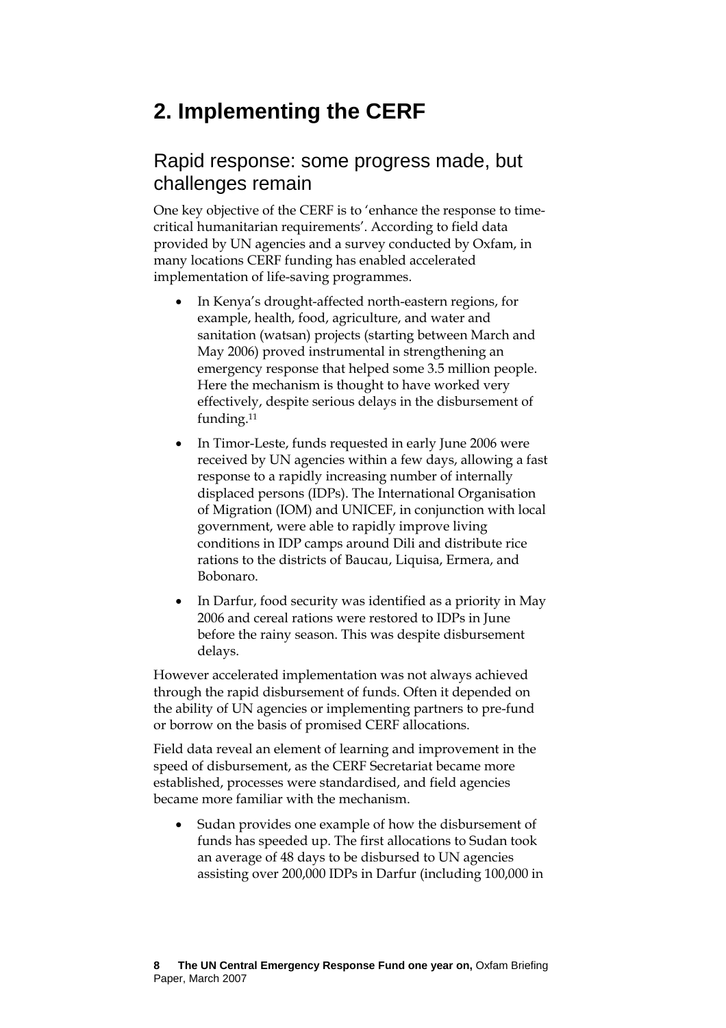# 2. Implementing the CERF

## Rapid response: some progress made, but challenges remain

One key objective of the CERF is to 'enhance the response to time-critical humanitarian requirements'. According to field data provided by UN agencies and a survey conducted by Oxfam, in many locations CERF funding has enabled accelerated implementation of life-saving programmes.

- In Kenya's drought-affected north-eastern regions, for example, health, food, agriculture, and water and sanitation (watsan) projects (starting between March and May 2006) proved instrumental in strengthening an emergency response that helped some 3.5 million people. Here the mechanism is thought to have worked very effectively, despite serious delays in the disbursement of funding.[11]
- In Timor-Leste, funds requested in early June 2006 were received by UN agencies within a few days, allowing a fast response to a rapidly increasing number of internally displaced persons (IDPs). The International Organisation of Migration (IOM) and UNICEF, in conjunction with local government, were able to rapidly improve living conditions in IDP camps around Dili and distribute rice rations to the districts of Baucau, Liquisa, Ermera, and Bobonaro.
- In Darfur, food security was identified as a priority in May 2006 and cereal rations were restored to IDPs in June before the rainy season. This was despite disbursement delays.

However accelerated implementation was not always achieved through the rapid disbursement of funds. Often it depended on the ability of UN agencies or implementing partners to pre-fund or borrow on the basis of promised CERF allocations.

Field data reveal an element of learning and improvement in the speed of disbursement, as the CERF Secretariat became more established, processes were standardised, and field agencies became more familiar with the mechanism.

- Sudan provides one example of how the disbursement of funds has speeded up. The first allocations to Sudan took an average of 48 days to be disbursed to UN agencies assisting over 200,000 IDPs in Darfur (including 100,000 in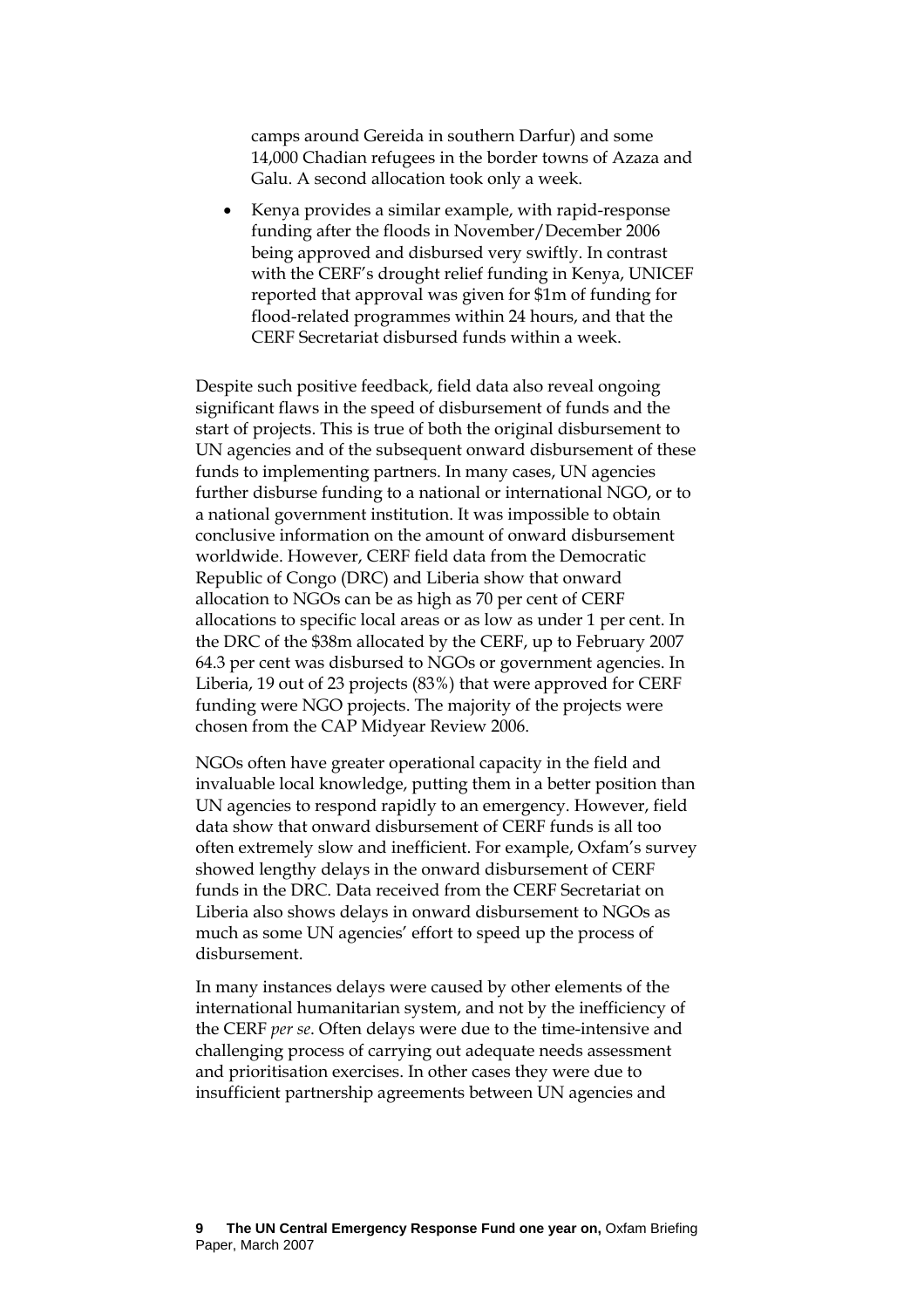camps around Gereida in southern Darfur) and some 14,000 Chadian refugees in the border towns of Azaza and Galu. A second allocation took only a week.

- Kenya provides a similar example, with rapid-response funding after the floods in November/December 2006 being approved and disbursed very swiftly. In contrast with the CERF's drought relief funding in Kenya, UNICEF reported that approval was given for $1m of funding for flood-related programmes within 24 hours, and that the CERF Secretariat disbursed funds within a week.

Despite such positive feedback, field data also reveal ongoing significant flaws in the speed of disbursement of funds and the start of projects. This is true of both the original disbursement to UN agencies and of the subsequent onward disbursement of these funds to implementing partners. In many cases, UN agencies further disburse funding to a national or international NGO, or to a national government institution. It was impossible to obtain conclusive information on the amount of onward disbursement worldwide. However, CERF field data from the Democratic Republic of Congo (DRC) and Liberia show that onward allocation to NGOs can be as high as 70 per cent of CERF allocations to specific local areas or as low as under 1 per cent. In the DRC of the $38m allocated by the CERF, up to February 2007 64.3 per cent was disbursed to NGOs or government agencies. In Liberia, 19 out of 23 projects (83%) that were approved for CERF funding were NGO projects. The majority of the projects were chosen from the CAP Midyear Review 2006.

NGOs often have greater operational capacity in the field and invaluable local knowledge, putting them in a better position than UN agencies to respond rapidly to an emergency. However, field data show that onward disbursement of CERF funds is all too often extremely slow and inefficient. For example, Oxfam's survey showed lengthy delays in the onward disbursement of CERF funds in the DRC. Data received from the CERF Secretariat on Liberia also shows delays in onward disbursement to NGOs as much as some UN agencies' effort to speed up the process of disbursement.

In many instances delays were caused by other elements of the international humanitarian system, and not by the inefficiency of the CERF *per se*. Often delays were due to the time-intensive and challenging process of carrying out adequate needs assessment and prioritisation exercises. In other cases they were due to insufficient partnership agreements between UN agencies and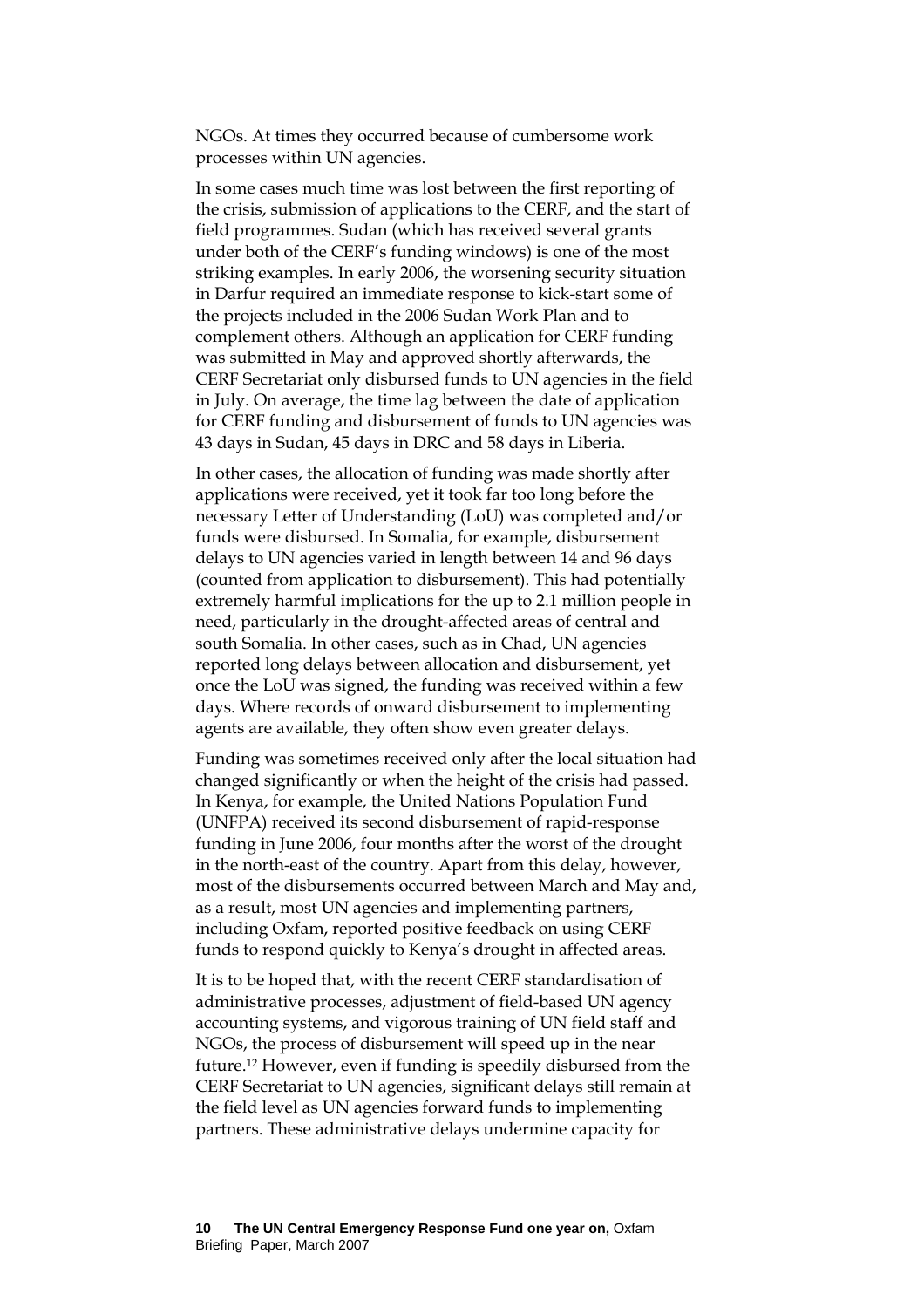NGOs. At times they occurred because of cumbersome work processes within UN agencies.

In some cases much time was lost between the first reporting of the crisis, submission of applications to the CERF, and the start of field programmes. Sudan (which has received several grants under both of the CERF's funding windows) is one of the most striking examples. In early 2006, the worsening security situation in Darfur required an immediate response to kick-start some of the projects included in the 2006 Sudan Work Plan and to complement others. Although an application for CERF funding was submitted in May and approved shortly afterwards, the CERF Secretariat only disbursed funds to UN agencies in the field in July. On average, the time lag between the date of application for CERF funding and disbursement of funds to UN agencies was 43 days in Sudan, 45 days in DRC and 58 days in Liberia.

In other cases, the allocation of funding was made shortly after applications were received, yet it took far too long before the necessary Letter of Understanding (LoU) was completed and/or funds were disbursed. In Somalia, for example, disbursement delays to UN agencies varied in length between 14 and 96 days (counted from application to disbursement). This had potentially extremely harmful implications for the up to 2.1 million people in need, particularly in the drought-affected areas of central and south Somalia. In other cases, such as in Chad, UN agencies reported long delays between allocation and disbursement, yet once the LoU was signed, the funding was received within a few days. Where records of onward disbursement to implementing agents are available, they often show even greater delays.

Funding was sometimes received only after the local situation had changed significantly or when the height of the crisis had passed. In Kenya, for example, the United Nations Population Fund (UNFPA) received its second disbursement of rapid-response funding in June 2006, four months after the worst of the drought in the north-east of the country. Apart from this delay, however, most of the disbursements occurred between March and May and, as a result, most UN agencies and implementing partners, including Oxfam, reported positive feedback on using CERF funds to respond quickly to Kenya's drought in affected areas.

It is to be hoped that, with the recent CERF standardisation of administrative processes, adjustment of field-based UN agency accounting systems, and vigorous training of UN field staff and NGOs, the process of disbursement will speed up in the near future.[12] However, even if funding is speedily disbursed from the CERF Secretariat to UN agencies, significant delays still remain at the field level as UN agencies forward funds to implementing partners. These administrative delays undermine capacity for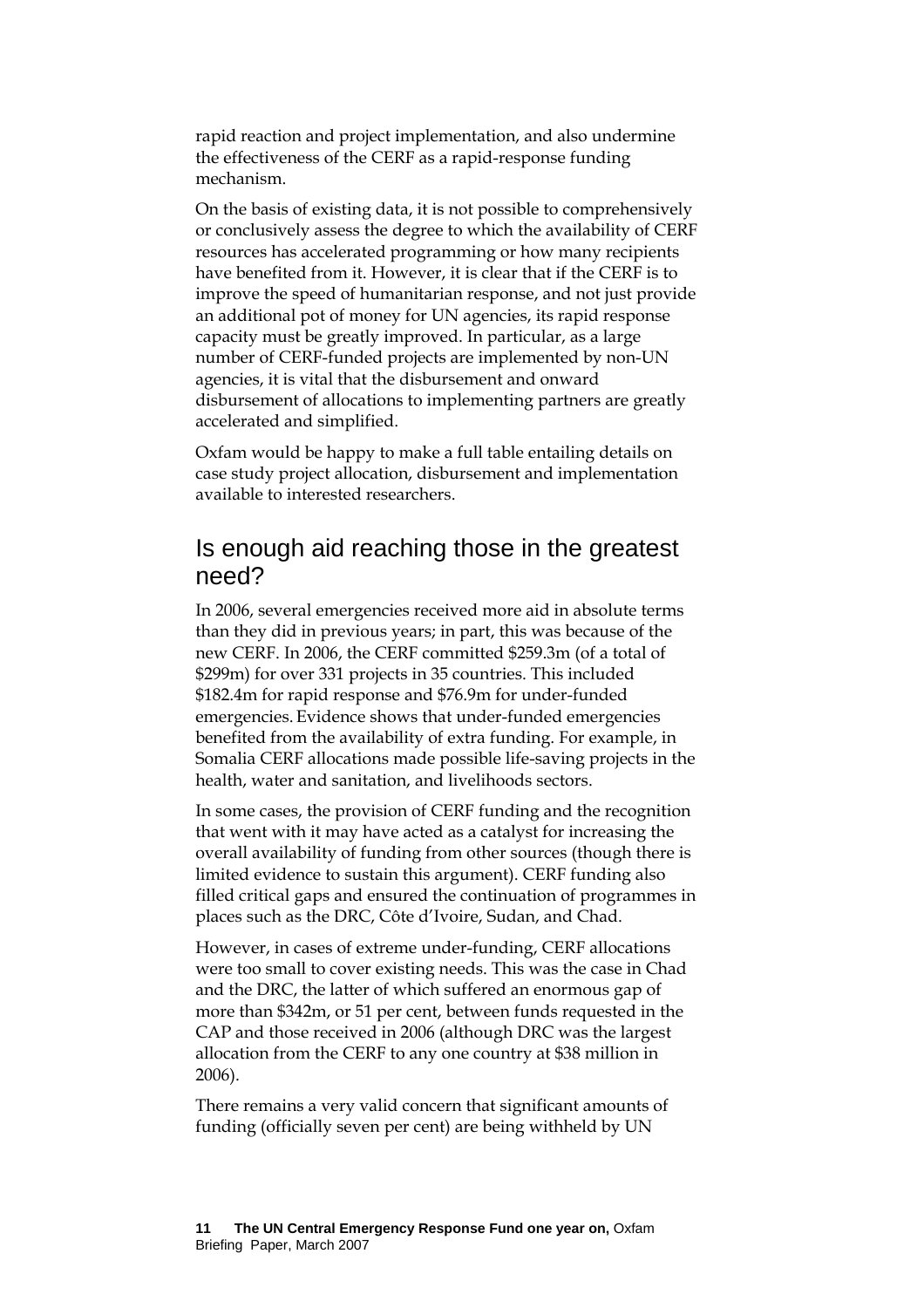rapid reaction and project implementation, and also undermine the effectiveness of the CERF as a rapid-response funding mechanism.

On the basis of existing data, it is not possible to comprehensively or conclusively assess the degree to which the availability of CERF resources has accelerated programming or how many recipients have benefited from it. However, it is clear that if the CERF is to improve the speed of humanitarian response, and not just provide an additional pot of money for UN agencies, its rapid response capacity must be greatly improved. In particular, as a large number of CERF-funded projects are implemented by non-UN agencies, it is vital that the disbursement and onward disbursement of allocations to implementing partners are greatly accelerated and simplified.

Oxfam would be happy to make a full table entailing details on case study project allocation, disbursement and implementation available to interested researchers.

## Is enough aid reaching those in the greatest need?

In 2006, several emergencies received more aid in absolute terms than they did in previous years; in part, this was because of the new CERF. In 2006, the CERF committed $259.3m (of a total of $299m) for over 331 projects in 35 countries. This included $182.4m for rapid response and $76.9m for under-funded emergencies. Evidence shows that under-funded emergencies benefited from the availability of extra funding. For example, in Somalia CERF allocations made possible life-saving projects in the health, water and sanitation, and livelihoods sectors.

In some cases, the provision of CERF funding and the recognition that went with it may have acted as a catalyst for increasing the overall availability of funding from other sources (though there is limited evidence to sustain this argument). CERF funding also filled critical gaps and ensured the continuation of programmes in places such as the DRC, Côte d'Ivoire, Sudan, and Chad.

However, in cases of extreme under-funding, CERF allocations were too small to cover existing needs. This was the case in Chad and the DRC, the latter of which suffered an enormous gap of more than $342m, or 51 per cent, between funds requested in the CAP and those received in 2006 (although DRC was the largest allocation from the CERF to any one country at $38 million in 2006).

There remains a very valid concern that significant amounts of funding (officially seven per cent) are being withheld by UN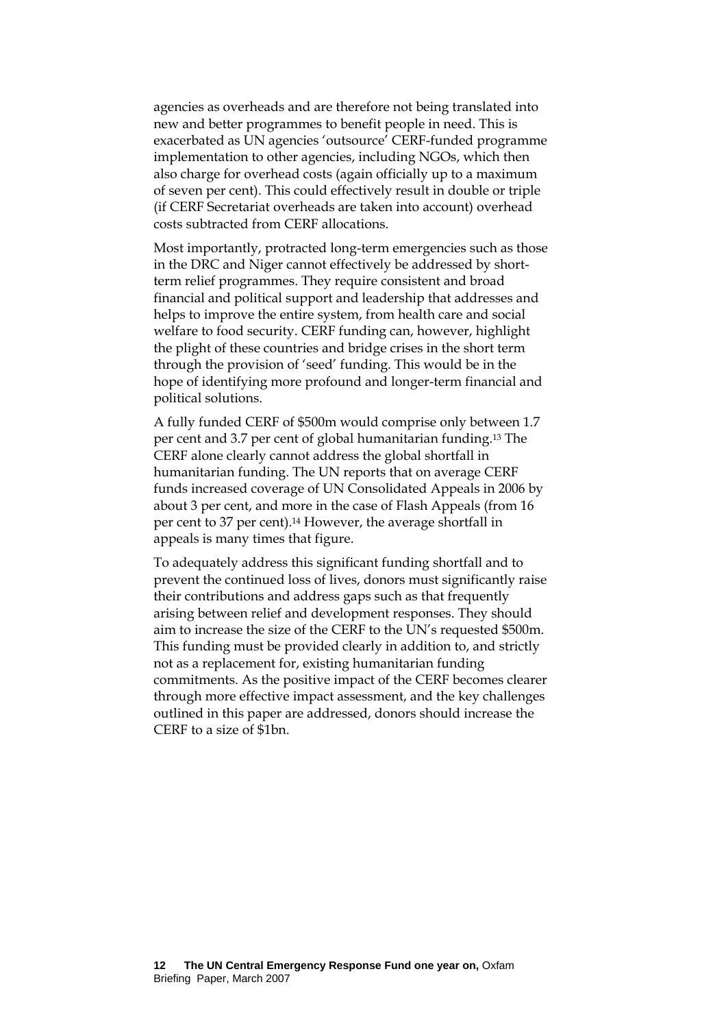agencies as overheads and are therefore not being translated into new and better programmes to benefit people in need. This is exacerbated as UN agencies 'outsource' CERF-funded programme implementation to other agencies, including NGOs, which then also charge for overhead costs (again officially up to a maximum of seven per cent). This could effectively result in double or triple (if CERF Secretariat overheads are taken into account) overhead costs subtracted from CERF allocations.

Most importantly, protracted long-term emergencies such as those in the DRC and Niger cannot effectively be addressed by short-term relief programmes. They require consistent and broad financial and political support and leadership that addresses and helps to improve the entire system, from health care and social welfare to food security. CERF funding can, however, highlight the plight of these countries and bridge crises in the short term through the provision of 'seed' funding. This would be in the hope of identifying more profound and longer-term financial and political solutions.

A fully funded CERF of \$500m would comprise only between 1.7 per cent and 3.7 per cent of global humanitarian funding.[13] The CERF alone clearly cannot address the global shortfall in humanitarian funding. The UN reports that on average CERF funds increased coverage of UN Consolidated Appeals in 2006 by about 3 per cent, and more in the case of Flash Appeals (from 16 per cent to 37 per cent).[14] However, the average shortfall in appeals is many times that figure.

To adequately address this significant funding shortfall and to prevent the continued loss of lives, donors must significantly raise their contributions and address gaps such as that frequently arising between relief and development responses. They should aim to increase the size of the CERF to the UN's requested \$500m. This funding must be provided clearly in addition to, and strictly not as a replacement for, existing humanitarian funding commitments. As the positive impact of the CERF becomes clearer through more effective impact assessment, and the key challenges outlined in this paper are addressed, donors should increase the CERF to a size of \$1bn.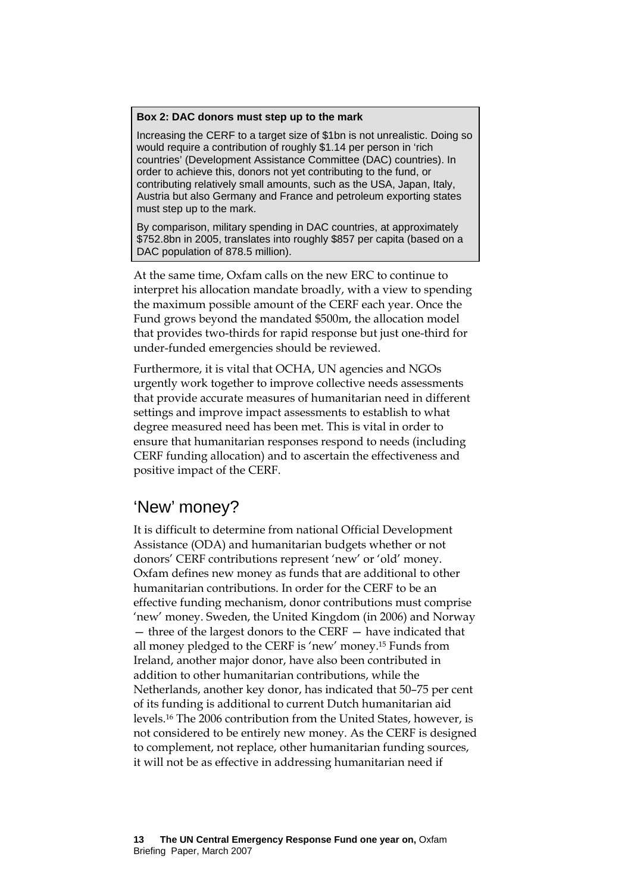**Box 2: DAC donors must step up to the mark**

Increasing the CERF to a target size of $1bn is not unrealistic. Doing so would require a contribution of roughly $1.14 per person in 'rich countries' (Development Assistance Committee (DAC) countries). In order to achieve this, donors not yet contributing to the fund, or contributing relatively small amounts, such as the USA, Japan, Italy, Austria but also Germany and France and petroleum exporting states must step up to the mark.

By comparison, military spending in DAC countries, at approximately $752.8bn in 2005, translates into roughly $857 per capita (based on a DAC population of 878.5 million).

At the same time, Oxfam calls on the new ERC to continue to interpret his allocation mandate broadly, with a view to spending the maximum possible amount of the CERF each year. Once the Fund grows beyond the mandated $500m, the allocation model that provides two-thirds for rapid response but just one-third for under-funded emergencies should be reviewed.

Furthermore, it is vital that OCHA, UN agencies and NGOs urgently work together to improve collective needs assessments that provide accurate measures of humanitarian need in different settings and improve impact assessments to establish to what degree measured need has been met. This is vital in order to ensure that humanitarian responses respond to needs (including CERF funding allocation) and to ascertain the effectiveness and positive impact of the CERF.

## 'New' money?

It is difficult to determine from national Official Development Assistance (ODA) and humanitarian budgets whether or not donors' CERF contributions represent 'new' or 'old' money. Oxfam defines new money as funds that are additional to other humanitarian contributions. In order for the CERF to be an effective funding mechanism, donor contributions must comprise 'new' money. Sweden, the United Kingdom (in 2006) and Norway — three of the largest donors to the CERF — have indicated that all money pledged to the CERF is 'new' money.[15] Funds from Ireland, another major donor, have also been contributed in addition to other humanitarian contributions, while the Netherlands, another key donor, has indicated that 50–75 per cent of its funding is additional to current Dutch humanitarian aid levels.[16] The 2006 contribution from the United States, however, is not considered to be entirely new money. As the CERF is designed to complement, not replace, other humanitarian funding sources, it will not be as effective in addressing humanitarian need if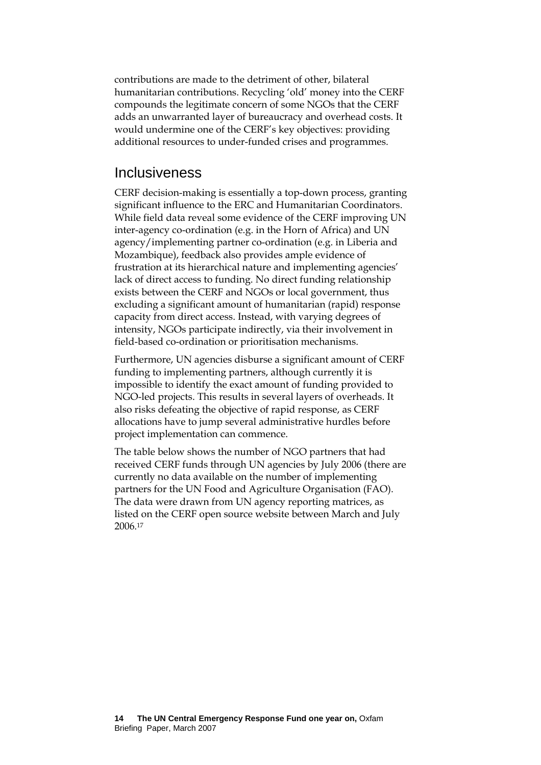contributions are made to the detriment of other, bilateral humanitarian contributions. Recycling 'old' money into the CERF compounds the legitimate concern of some NGOs that the CERF adds an unwarranted layer of bureaucracy and overhead costs. It would undermine one of the CERF's key objectives: providing additional resources to under-funded crises and programmes.

## Inclusiveness

CERF decision-making is essentially a top-down process, granting significant influence to the ERC and Humanitarian Coordinators. While field data reveal some evidence of the CERF improving UN inter-agency co-ordination (e.g. in the Horn of Africa) and UN agency/implementing partner co-ordination (e.g. in Liberia and Mozambique), feedback also provides ample evidence of frustration at its hierarchical nature and implementing agencies' lack of direct access to funding. No direct funding relationship exists between the CERF and NGOs or local government, thus excluding a significant amount of humanitarian (rapid) response capacity from direct access. Instead, with varying degrees of intensity, NGOs participate indirectly, via their involvement in field-based co-ordination or prioritisation mechanisms.

Furthermore, UN agencies disburse a significant amount of CERF funding to implementing partners, although currently it is impossible to identify the exact amount of funding provided to NGO-led projects. This results in several layers of overheads. It also risks defeating the objective of rapid response, as CERF allocations have to jump several administrative hurdles before project implementation can commence.

The table below shows the number of NGO partners that had received CERF funds through UN agencies by July 2006 (there are currently no data available on the number of implementing partners for the UN Food and Agriculture Organisation (FAO). The data were drawn from UN agency reporting matrices, as listed on the CERF open source website between March and July 2006.[17]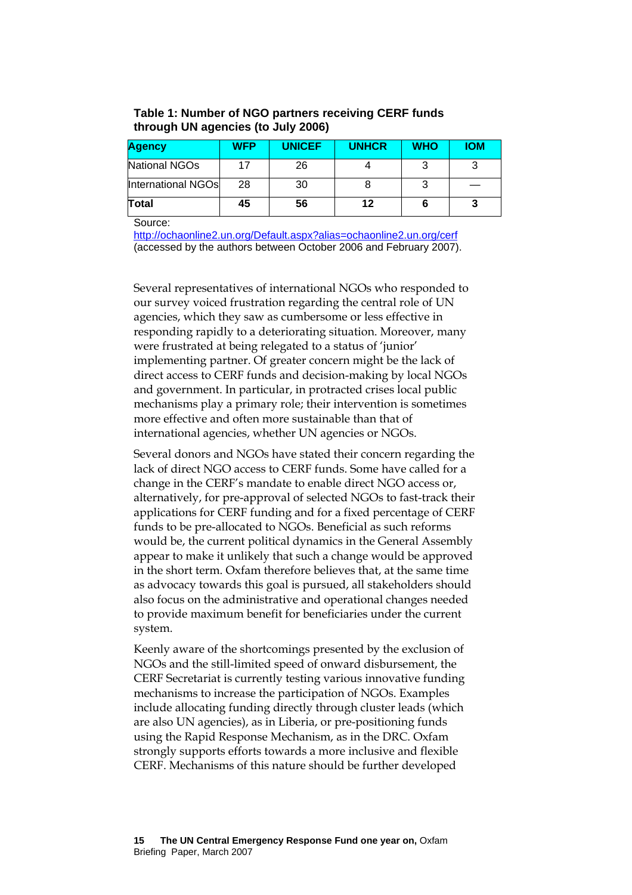**Table 1: Number of NGO partners receiving CERF funds through UN agencies (to July 2006)**

| Agency | WFP | UNICEF | UNHCR | WHO | IOM |
|---|---|---|---|---|---|
| National NGOs | 17 | 26 | 4 | 3 | 3 |
| International NGOs | 28 | 30 | 8 | 3 | — |
| **Total** | **45** | **56** | **12** | **6** | **3** |

Source: http://ochaonline2.un.org/Default.aspx?alias=ochaonline2.un.org/cerf (accessed by the authors between October 2006 and February 2007).

Several representatives of international NGOs who responded to our survey voiced frustration regarding the central role of UN agencies, which they saw as cumbersome or less effective in responding rapidly to a deteriorating situation. Moreover, many were frustrated at being relegated to a status of 'junior' implementing partner. Of greater concern might be the lack of direct access to CERF funds and decision-making by local NGOs and government. In particular, in protracted crises local public mechanisms play a primary role; their intervention is sometimes more effective and often more sustainable than that of international agencies, whether UN agencies or NGOs.

Several donors and NGOs have stated their concern regarding the lack of direct NGO access to CERF funds. Some have called for a change in the CERF's mandate to enable direct NGO access or, alternatively, for pre-approval of selected NGOs to fast-track their applications for CERF funding and for a fixed percentage of CERF funds to be pre-allocated to NGOs. Beneficial as such reforms would be, the current political dynamics in the General Assembly appear to make it unlikely that such a change would be approved in the short term. Oxfam therefore believes that, at the same time as advocacy towards this goal is pursued, all stakeholders should also focus on the administrative and operational changes needed to provide maximum benefit for beneficiaries under the current system.

Keenly aware of the shortcomings presented by the exclusion of NGOs and the still-limited speed of onward disbursement, the CERF Secretariat is currently testing various innovative funding mechanisms to increase the participation of NGOs. Examples include allocating funding directly through cluster leads (which are also UN agencies), as in Liberia, or pre-positioning funds using the Rapid Response Mechanism, as in the DRC. Oxfam strongly supports efforts towards a more inclusive and flexible CERF. Mechanisms of this nature should be further developed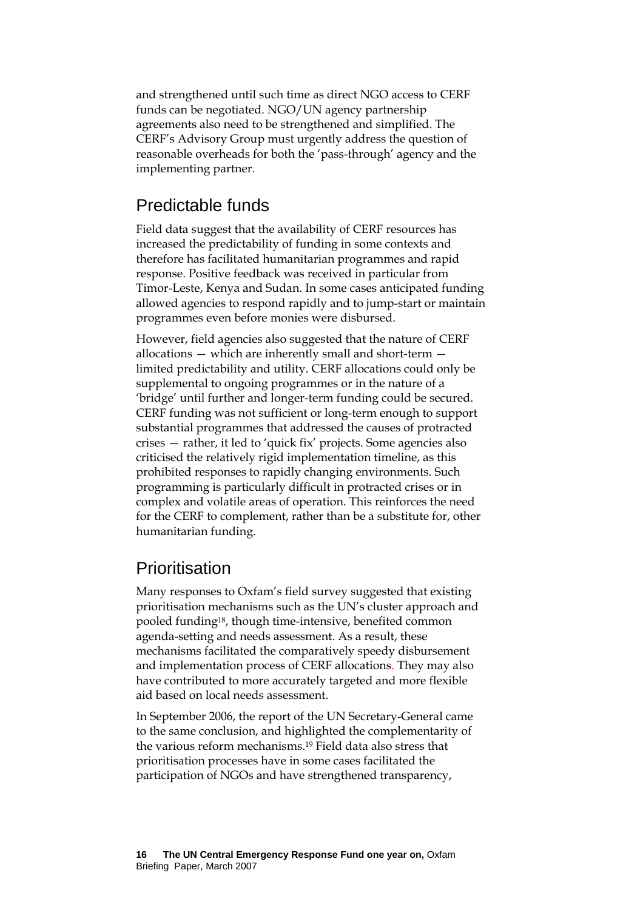and strengthened until such time as direct NGO access to CERF funds can be negotiated. NGO/UN agency partnership agreements also need to be strengthened and simplified. The CERF's Advisory Group must urgently address the question of reasonable overheads for both the 'pass-through' agency and the implementing partner.

## Predictable funds

Field data suggest that the availability of CERF resources has increased the predictability of funding in some contexts and therefore has facilitated humanitarian programmes and rapid response. Positive feedback was received in particular from Timor-Leste, Kenya and Sudan. In some cases anticipated funding allowed agencies to respond rapidly and to jump-start or maintain programmes even before monies were disbursed.

However, field agencies also suggested that the nature of CERF allocations — which are inherently small and short-term — limited predictability and utility. CERF allocations could only be supplemental to ongoing programmes or in the nature of a 'bridge' until further and longer-term funding could be secured. CERF funding was not sufficient or long-term enough to support substantial programmes that addressed the causes of protracted crises — rather, it led to 'quick fix' projects. Some agencies also criticised the relatively rigid implementation timeline, as this prohibited responses to rapidly changing environments. Such programming is particularly difficult in protracted crises or in complex and volatile areas of operation. This reinforces the need for the CERF to complement, rather than be a substitute for, other humanitarian funding.

## Prioritisation

Many responses to Oxfam's field survey suggested that existing prioritisation mechanisms such as the UN's cluster approach and pooled funding[18], though time-intensive, benefited common agenda-setting and needs assessment. As a result, these mechanisms facilitated the comparatively speedy disbursement and implementation process of CERF allocations. They may also have contributed to more accurately targeted and more flexible aid based on local needs assessment.

In September 2006, the report of the UN Secretary-General came to the same conclusion, and highlighted the complementarity of the various reform mechanisms.[19] Field data also stress that prioritisation processes have in some cases facilitated the participation of NGOs and have strengthened transparency,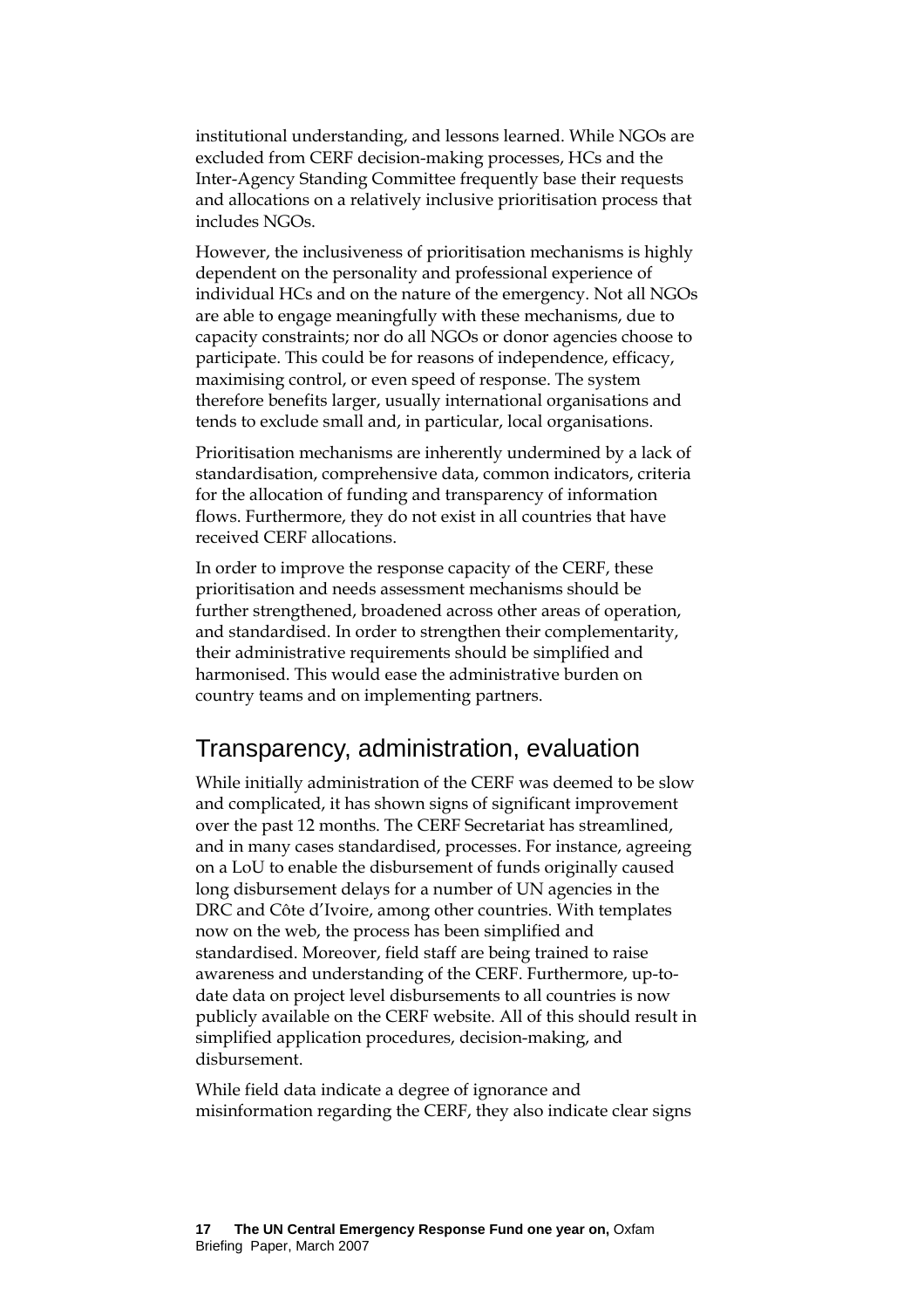institutional understanding, and lessons learned. While NGOs are excluded from CERF decision-making processes, HCs and the Inter-Agency Standing Committee frequently base their requests and allocations on a relatively inclusive prioritisation process that includes NGOs.

However, the inclusiveness of prioritisation mechanisms is highly dependent on the personality and professional experience of individual HCs and on the nature of the emergency. Not all NGOs are able to engage meaningfully with these mechanisms, due to capacity constraints; nor do all NGOs or donor agencies choose to participate. This could be for reasons of independence, efficacy, maximising control, or even speed of response. The system therefore benefits larger, usually international organisations and tends to exclude small and, in particular, local organisations.

Prioritisation mechanisms are inherently undermined by a lack of standardisation, comprehensive data, common indicators, criteria for the allocation of funding and transparency of information flows. Furthermore, they do not exist in all countries that have received CERF allocations.

In order to improve the response capacity of the CERF, these prioritisation and needs assessment mechanisms should be further strengthened, broadened across other areas of operation, and standardised. In order to strengthen their complementarity, their administrative requirements should be simplified and harmonised. This would ease the administrative burden on country teams and on implementing partners.

## Transparency, administration, evaluation

While initially administration of the CERF was deemed to be slow and complicated, it has shown signs of significant improvement over the past 12 months. The CERF Secretariat has streamlined, and in many cases standardised, processes. For instance, agreeing on a LoU to enable the disbursement of funds originally caused long disbursement delays for a number of UN agencies in the DRC and Côte d'Ivoire, among other countries. With templates now on the web, the process has been simplified and standardised. Moreover, field staff are being trained to raise awareness and understanding of the CERF. Furthermore, up-to-date data on project level disbursements to all countries is now publicly available on the CERF website. All of this should result in simplified application procedures, decision-making, and disbursement.

While field data indicate a degree of ignorance and misinformation regarding the CERF, they also indicate clear signs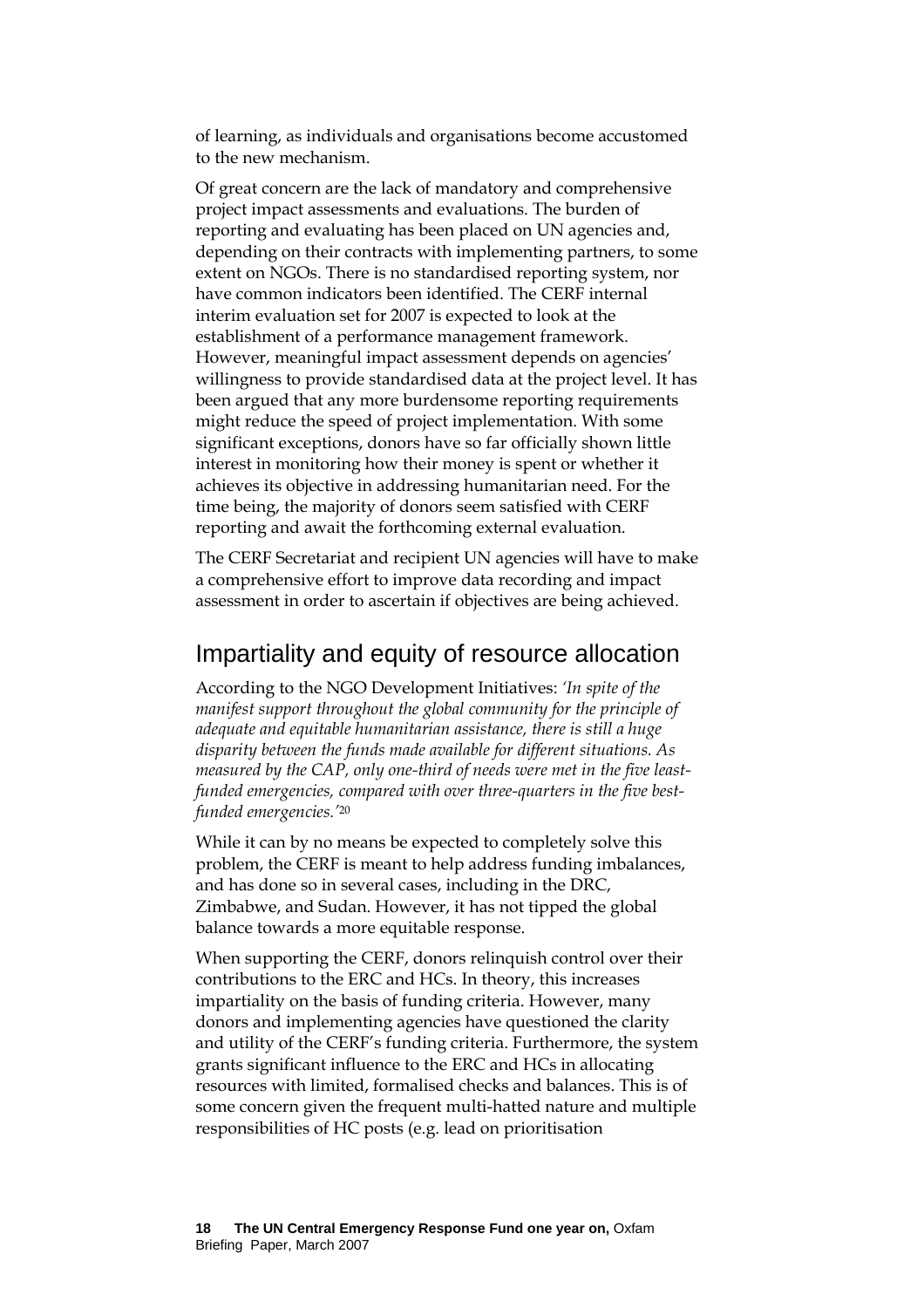of learning, as individuals and organisations become accustomed to the new mechanism.

Of great concern are the lack of mandatory and comprehensive project impact assessments and evaluations. The burden of reporting and evaluating has been placed on UN agencies and, depending on their contracts with implementing partners, to some extent on NGOs. There is no standardised reporting system, nor have common indicators been identified. The CERF internal interim evaluation set for 2007 is expected to look at the establishment of a performance management framework. However, meaningful impact assessment depends on agencies' willingness to provide standardised data at the project level. It has been argued that any more burdensome reporting requirements might reduce the speed of project implementation. With some significant exceptions, donors have so far officially shown little interest in monitoring how their money is spent or whether it achieves its objective in addressing humanitarian need. For the time being, the majority of donors seem satisfied with CERF reporting and await the forthcoming external evaluation.

The CERF Secretariat and recipient UN agencies will have to make a comprehensive effort to improve data recording and impact assessment in order to ascertain if objectives are being achieved.

## Impartiality and equity of resource allocation

According to the NGO Development Initiatives: *'In spite of the manifest support throughout the global community for the principle of adequate and equitable humanitarian assistance, there is still a huge disparity between the funds made available for different situations. As measured by the CAP, only one-third of needs were met in the five least-funded emergencies, compared with over three-quarters in the five best-funded emergencies.'*[20]

While it can by no means be expected to completely solve this problem, the CERF is meant to help address funding imbalances, and has done so in several cases, including in the DRC, Zimbabwe, and Sudan. However, it has not tipped the global balance towards a more equitable response.

When supporting the CERF, donors relinquish control over their contributions to the ERC and HCs. In theory, this increases impartiality on the basis of funding criteria. However, many donors and implementing agencies have questioned the clarity and utility of the CERF's funding criteria. Furthermore, the system grants significant influence to the ERC and HCs in allocating resources with limited, formalised checks and balances. This is of some concern given the frequent multi-hatted nature and multiple responsibilities of HC posts (e.g. lead on prioritisation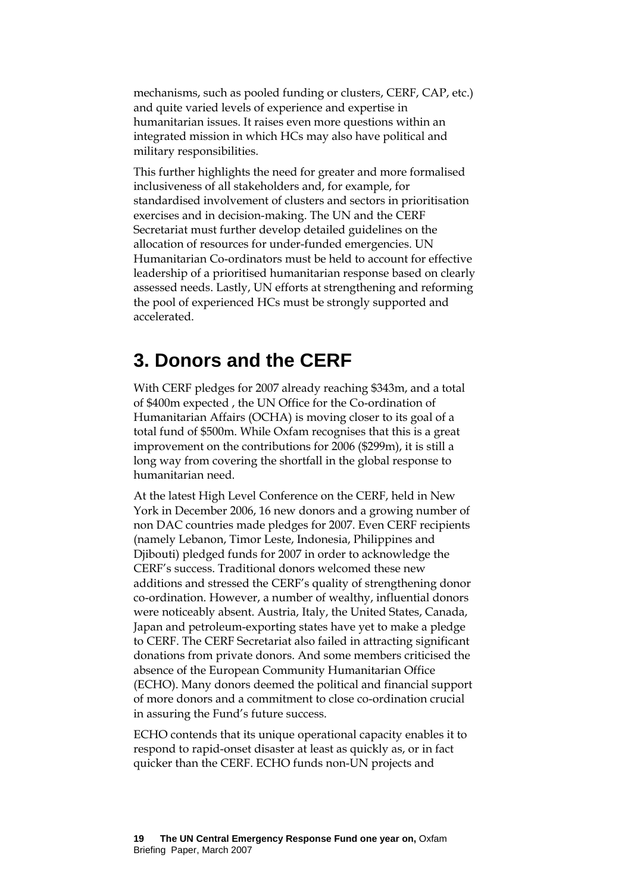mechanisms, such as pooled funding or clusters, CERF, CAP, etc.) and quite varied levels of experience and expertise in humanitarian issues. It raises even more questions within an integrated mission in which HCs may also have political and military responsibilities.

This further highlights the need for greater and more formalised inclusiveness of all stakeholders and, for example, for standardised involvement of clusters and sectors in prioritisation exercises and in decision-making. The UN and the CERF Secretariat must further develop detailed guidelines on the allocation of resources for under-funded emergencies. UN Humanitarian Co-ordinators must be held to account for effective leadership of a prioritised humanitarian response based on clearly assessed needs. Lastly, UN efforts at strengthening and reforming the pool of experienced HCs must be strongly supported and accelerated.

## 3. Donors and the CERF

With CERF pledges for 2007 already reaching $343m, and a total of $400m expected , the UN Office for the Co-ordination of Humanitarian Affairs (OCHA) is moving closer to its goal of a total fund of $500m. While Oxfam recognises that this is a great improvement on the contributions for 2006 ($299m), it is still a long way from covering the shortfall in the global response to humanitarian need.

At the latest High Level Conference on the CERF, held in New York in December 2006, 16 new donors and a growing number of non DAC countries made pledges for 2007. Even CERF recipients (namely Lebanon, Timor Leste, Indonesia, Philippines and Djibouti) pledged funds for 2007 in order to acknowledge the CERF's success. Traditional donors welcomed these new additions and stressed the CERF's quality of strengthening donor co-ordination. However, a number of wealthy, influential donors were noticeably absent. Austria, Italy, the United States, Canada, Japan and petroleum-exporting states have yet to make a pledge to CERF. The CERF Secretariat also failed in attracting significant donations from private donors. And some members criticised the absence of the European Community Humanitarian Office (ECHO). Many donors deemed the political and financial support of more donors and a commitment to close co-ordination crucial in assuring the Fund's future success.

ECHO contends that its unique operational capacity enables it to respond to rapid-onset disaster at least as quickly as, or in fact quicker than the CERF. ECHO funds non-UN projects and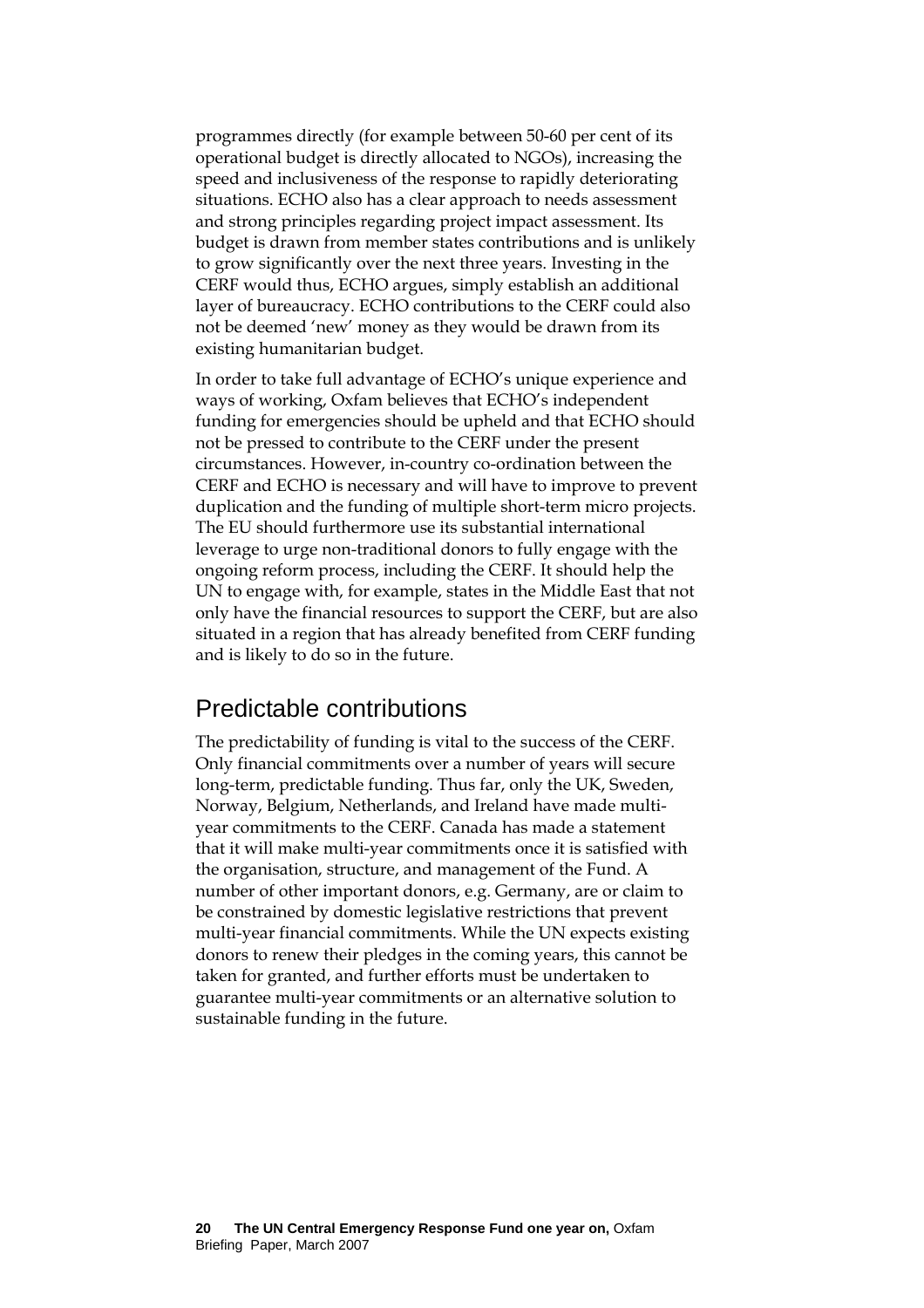programmes directly (for example between 50-60 per cent of its operational budget is directly allocated to NGOs), increasing the speed and inclusiveness of the response to rapidly deteriorating situations. ECHO also has a clear approach to needs assessment and strong principles regarding project impact assessment. Its budget is drawn from member states contributions and is unlikely to grow significantly over the next three years. Investing in the CERF would thus, ECHO argues, simply establish an additional layer of bureaucracy. ECHO contributions to the CERF could also not be deemed 'new' money as they would be drawn from its existing humanitarian budget.

In order to take full advantage of ECHO's unique experience and ways of working, Oxfam believes that ECHO's independent funding for emergencies should be upheld and that ECHO should not be pressed to contribute to the CERF under the present circumstances. However, in-country co-ordination between the CERF and ECHO is necessary and will have to improve to prevent duplication and the funding of multiple short-term micro projects. The EU should furthermore use its substantial international leverage to urge non-traditional donors to fully engage with the ongoing reform process, including the CERF. It should help the UN to engage with, for example, states in the Middle East that not only have the financial resources to support the CERF, but are also situated in a region that has already benefited from CERF funding and is likely to do so in the future.

## Predictable contributions

The predictability of funding is vital to the success of the CERF. Only financial commitments over a number of years will secure long-term, predictable funding. Thus far, only the UK, Sweden, Norway, Belgium, Netherlands, and Ireland have made multi-year commitments to the CERF. Canada has made a statement that it will make multi-year commitments once it is satisfied with the organisation, structure, and management of the Fund. A number of other important donors, e.g. Germany, are or claim to be constrained by domestic legislative restrictions that prevent multi-year financial commitments. While the UN expects existing donors to renew their pledges in the coming years, this cannot be taken for granted, and further efforts must be undertaken to guarantee multi-year commitments or an alternative solution to sustainable funding in the future.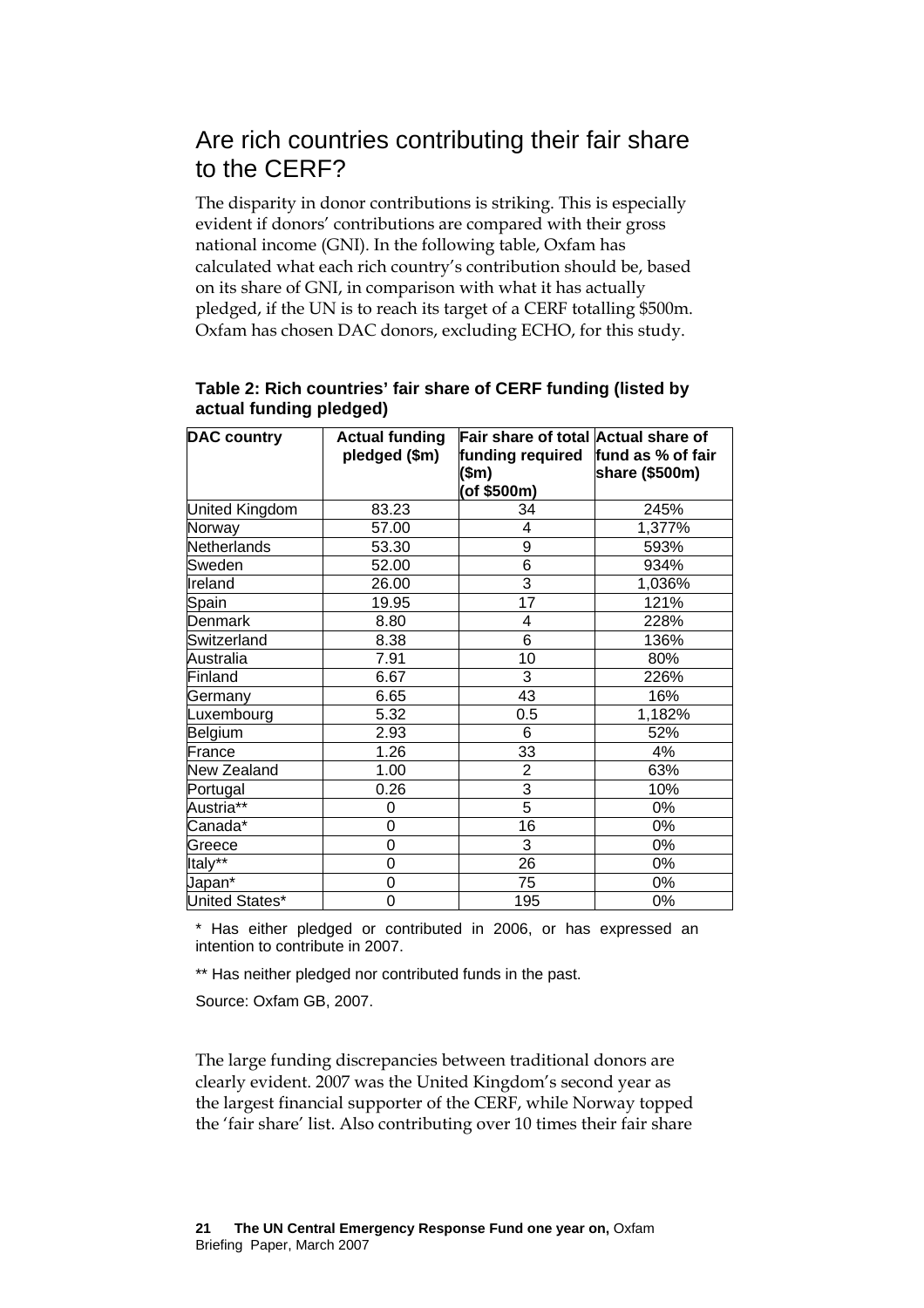## Are rich countries contributing their fair share to the CERF?

The disparity in donor contributions is striking. This is especially evident if donors' contributions are compared with their gross national income (GNI). In the following table, Oxfam has calculated what each rich country's contribution should be, based on its share of GNI, in comparison with what it has actually pledged, if the UN is to reach its target of a CERF totalling $500m. Oxfam has chosen DAC donors, excluding ECHO, for this study.

**Table 2: Rich countries' fair share of CERF funding (listed by actual funding pledged)**

| DAC country | Actual funding pledged ($m) | Fair share of total funding required ($m) (of $500m) | Actual share of fund as % of fair share ($500m) |
|---|---|---|---|
| United Kingdom | 83.23 | 34 | 245% |
| Norway | 57.00 | 4 | 1,377% |
| Netherlands | 53.30 | 9 | 593% |
| Sweden | 52.00 | 6 | 934% |
| Ireland | 26.00 | 3 | 1,036% |
| Spain | 19.95 | 17 | 121% |
| Denmark | 8.80 | 4 | 228% |
| Switzerland | 8.38 | 6 | 136% |
| Australia | 7.91 | 10 | 80% |
| Finland | 6.67 | 3 | 226% |
| Germany | 6.65 | 43 | 16% |
| Luxembourg | 5.32 | 0.5 | 1,182% |
| Belgium | 2.93 | 6 | 52% |
| France | 1.26 | 33 | 4% |
| New Zealand | 1.00 | 2 | 63% |
| Portugal | 0.26 | 3 | 10% |
| Austria** | 0 | 5 | 0% |
| Canada* | 0 | 16 | 0% |
| Greece | 0 | 3 | 0% |
| Italy** | 0 | 26 | 0% |
| Japan* | 0 | 75 | 0% |
| United States* | 0 | 195 | 0% |

* Has either pledged or contributed in 2006, or has expressed an intention to contribute in 2007.

** Has neither pledged nor contributed funds in the past.

Source: Oxfam GB, 2007.

The large funding discrepancies between traditional donors are clearly evident. 2007 was the United Kingdom's second year as the largest financial supporter of the CERF, while Norway topped the 'fair share' list. Also contributing over 10 times their fair share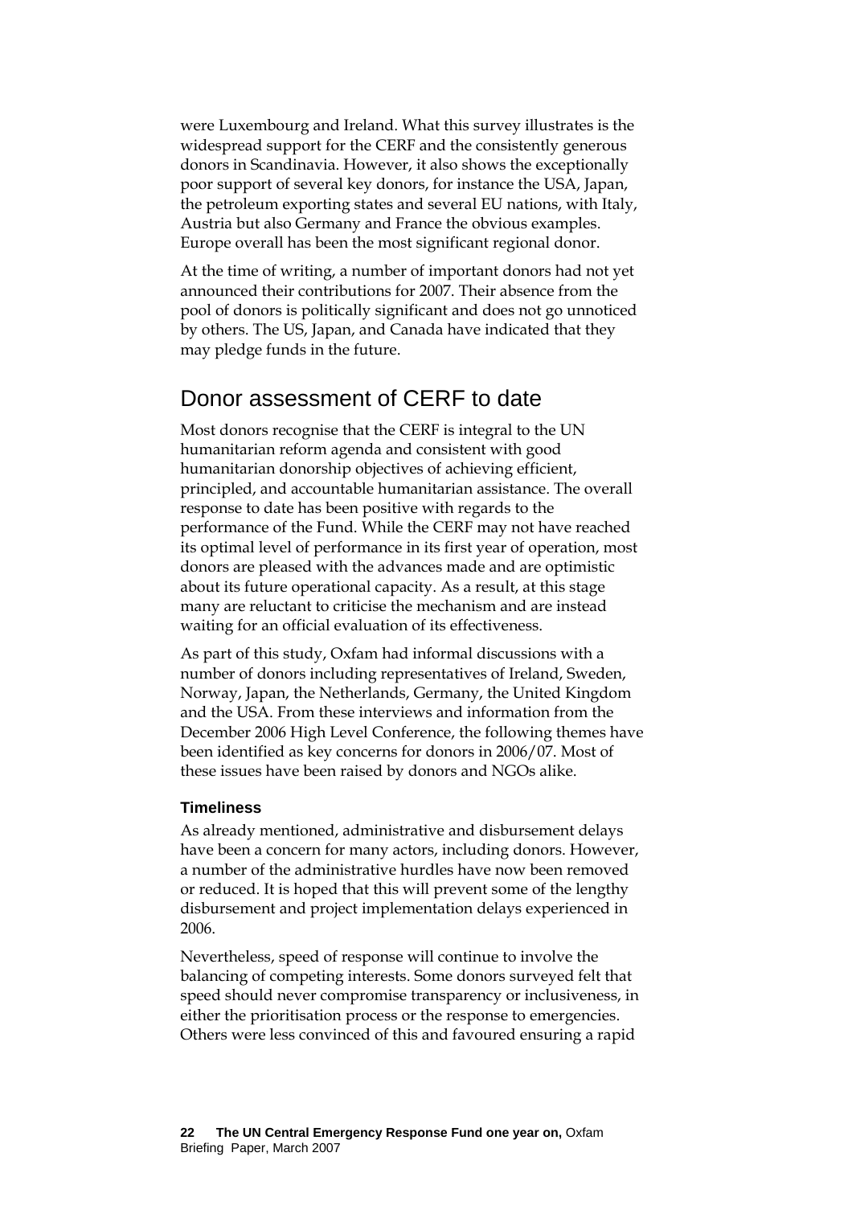were Luxembourg and Ireland. What this survey illustrates is the widespread support for the CERF and the consistently generous donors in Scandinavia. However, it also shows the exceptionally poor support of several key donors, for instance the USA, Japan, the petroleum exporting states and several EU nations, with Italy, Austria but also Germany and France the obvious examples. Europe overall has been the most significant regional donor.

At the time of writing, a number of important donors had not yet announced their contributions for 2007. Their absence from the pool of donors is politically significant and does not go unnoticed by others. The US, Japan, and Canada have indicated that they may pledge funds in the future.

## Donor assessment of CERF to date

Most donors recognise that the CERF is integral to the UN humanitarian reform agenda and consistent with good humanitarian donorship objectives of achieving efficient, principled, and accountable humanitarian assistance. The overall response to date has been positive with regards to the performance of the Fund. While the CERF may not have reached its optimal level of performance in its first year of operation, most donors are pleased with the advances made and are optimistic about its future operational capacity. As a result, at this stage many are reluctant to criticise the mechanism and are instead waiting for an official evaluation of its effectiveness.

As part of this study, Oxfam had informal discussions with a number of donors including representatives of Ireland, Sweden, Norway, Japan, the Netherlands, Germany, the United Kingdom and the USA. From these interviews and information from the December 2006 High Level Conference, the following themes have been identified as key concerns for donors in 2006/07. Most of these issues have been raised by donors and NGOs alike.

### Timeliness

As already mentioned, administrative and disbursement delays have been a concern for many actors, including donors. However, a number of the administrative hurdles have now been removed or reduced. It is hoped that this will prevent some of the lengthy disbursement and project implementation delays experienced in 2006.

Nevertheless, speed of response will continue to involve the balancing of competing interests. Some donors surveyed felt that speed should never compromise transparency or inclusiveness, in either the prioritisation process or the response to emergencies. Others were less convinced of this and favoured ensuring a rapid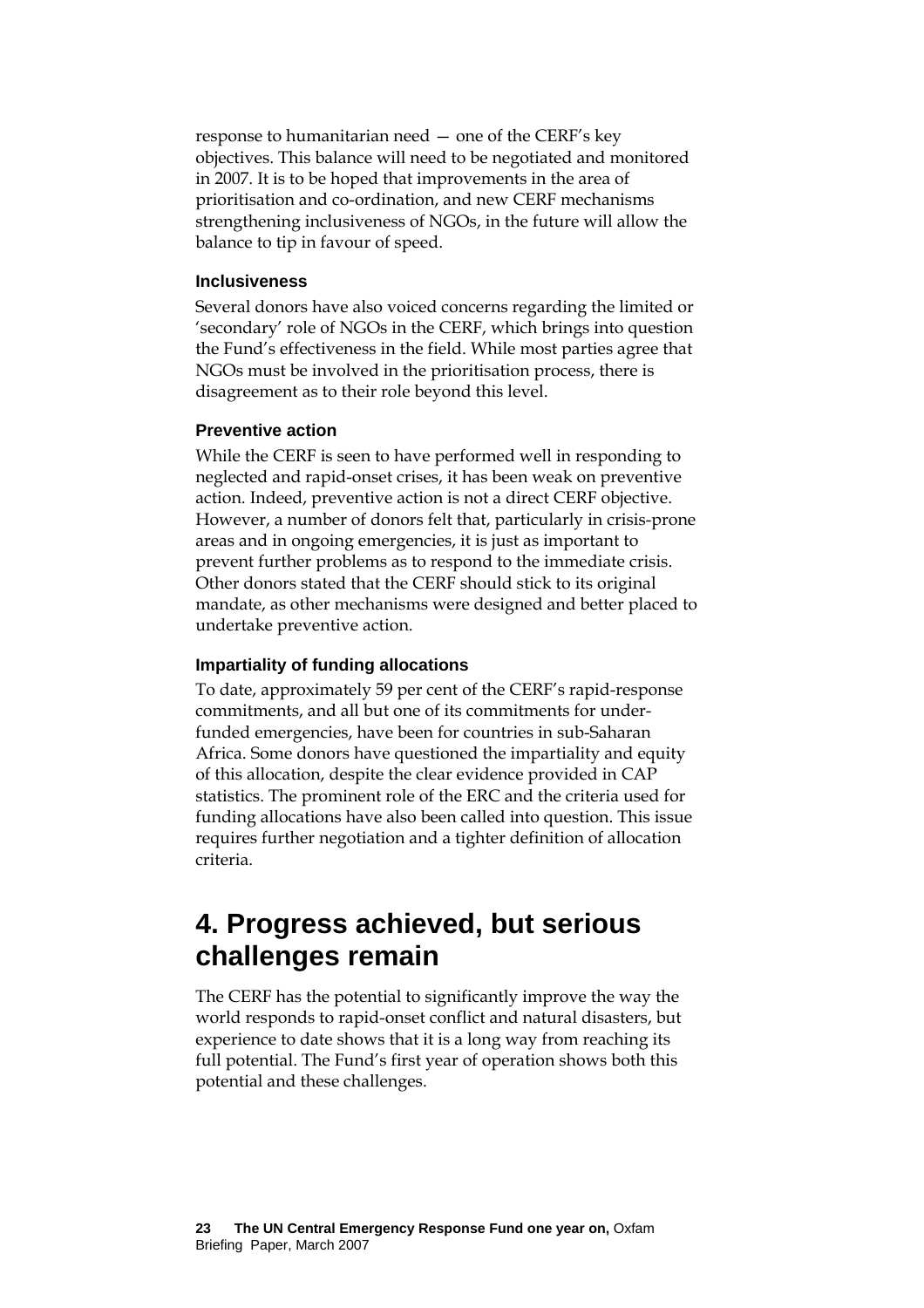response to humanitarian need — one of the CERF's key objectives. This balance will need to be negotiated and monitored in 2007. It is to be hoped that improvements in the area of prioritisation and co-ordination, and new CERF mechanisms strengthening inclusiveness of NGOs, in the future will allow the balance to tip in favour of speed.

### Inclusiveness

Several donors have also voiced concerns regarding the limited or 'secondary' role of NGOs in the CERF, which brings into question the Fund's effectiveness in the field. While most parties agree that NGOs must be involved in the prioritisation process, there is disagreement as to their role beyond this level.

### Preventive action

While the CERF is seen to have performed well in responding to neglected and rapid-onset crises, it has been weak on preventive action. Indeed, preventive action is not a direct CERF objective. However, a number of donors felt that, particularly in crisis-prone areas and in ongoing emergencies, it is just as important to prevent further problems as to respond to the immediate crisis. Other donors stated that the CERF should stick to its original mandate, as other mechanisms were designed and better placed to undertake preventive action.

### Impartiality of funding allocations

To date, approximately 59 per cent of the CERF's rapid-response commitments, and all but one of its commitments for under-funded emergencies, have been for countries in sub-Saharan Africa. Some donors have questioned the impartiality and equity of this allocation, despite the clear evidence provided in CAP statistics. The prominent role of the ERC and the criteria used for funding allocations have also been called into question. This issue requires further negotiation and a tighter definition of allocation criteria.

## 4. Progress achieved, but serious challenges remain

The CERF has the potential to significantly improve the way the world responds to rapid-onset conflict and natural disasters, but experience to date shows that it is a long way from reaching its full potential. The Fund's first year of operation shows both this potential and these challenges.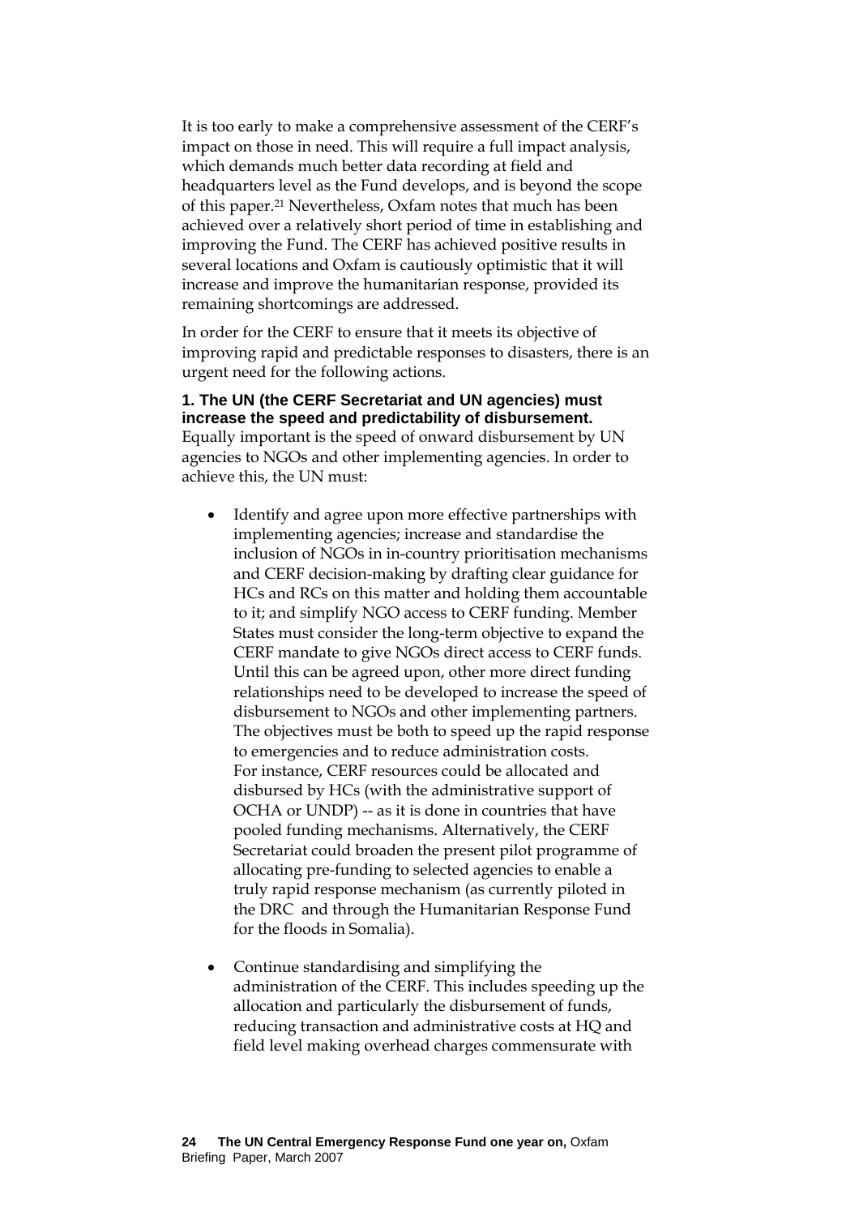It is too early to make a comprehensive assessment of the CERF's impact on those in need. This will require a full impact analysis, which demands much better data recording at field and headquarters level as the Fund develops, and is beyond the scope of this paper.[21] Nevertheless, Oxfam notes that much has been achieved over a relatively short period of time in establishing and improving the Fund. The CERF has achieved positive results in several locations and Oxfam is cautiously optimistic that it will increase and improve the humanitarian response, provided its remaining shortcomings are addressed.

In order for the CERF to ensure that it meets its objective of improving rapid and predictable responses to disasters, there is an urgent need for the following actions.

**1. The UN (the CERF Secretariat and UN agencies) must increase the speed and predictability of disbursement.** Equally important is the speed of onward disbursement by UN agencies to NGOs and other implementing agencies. In order to achieve this, the UN must:

- Identify and agree upon more effective partnerships with implementing agencies; increase and standardise the inclusion of NGOs in in-country prioritisation mechanisms and CERF decision-making by drafting clear guidance for HCs and RCs on this matter and holding them accountable to it; and simplify NGO access to CERF funding. Member States must consider the long-term objective to expand the CERF mandate to give NGOs direct access to CERF funds. Until this can be agreed upon, other more direct funding relationships need to be developed to increase the speed of disbursement to NGOs and other implementing partners. The objectives must be both to speed up the rapid response to emergencies and to reduce administration costs. For instance, CERF resources could be allocated and disbursed by HCs (with the administrative support of OCHA or UNDP) -- as it is done in countries that have pooled funding mechanisms. Alternatively, the CERF Secretariat could broaden the present pilot programme of allocating pre-funding to selected agencies to enable a truly rapid response mechanism (as currently piloted in the DRC and through the Humanitarian Response Fund for the floods in Somalia).

- Continue standardising and simplifying the administration of the CERF. This includes speeding up the allocation and particularly the disbursement of funds, reducing transaction and administrative costs at HQ and field level making overhead charges commensurate with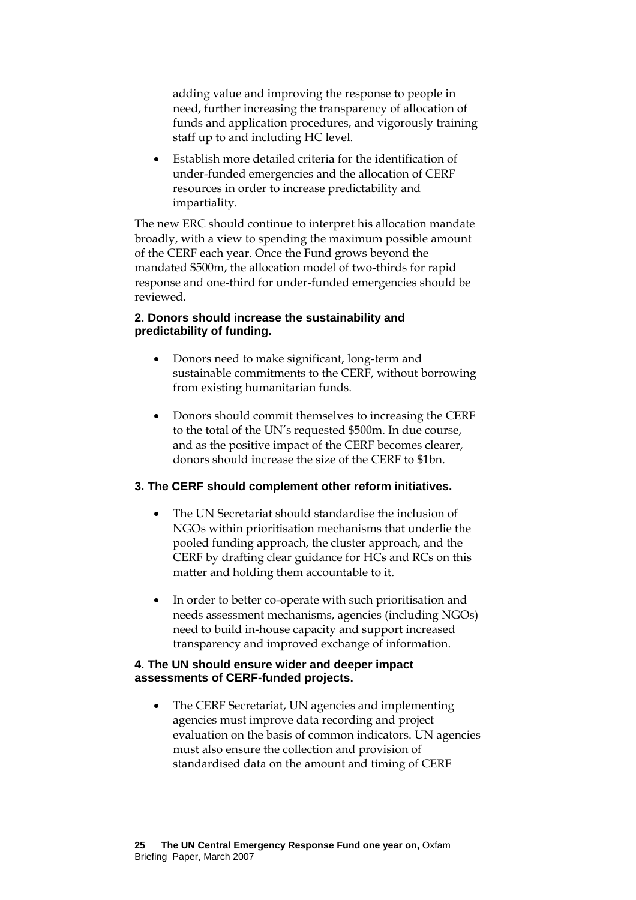adding value and improving the response to people in need, further increasing the transparency of allocation of funds and application procedures, and vigorously training staff up to and including HC level.

- Establish more detailed criteria for the identification of under-funded emergencies and the allocation of CERF resources in order to increase predictability and impartiality.

The new ERC should continue to interpret his allocation mandate broadly, with a view to spending the maximum possible amount of the CERF each year. Once the Fund grows beyond the mandated $500m, the allocation model of two-thirds for rapid response and one-third for under-funded emergencies should be reviewed.

**2. Donors should increase the sustainability and predictability of funding.**

- Donors need to make significant, long-term and sustainable commitments to the CERF, without borrowing from existing humanitarian funds.
- Donors should commit themselves to increasing the CERF to the total of the UN's requested $500m. In due course, and as the positive impact of the CERF becomes clearer, donors should increase the size of the CERF to $1bn.

**3. The CERF should complement other reform initiatives.**

- The UN Secretariat should standardise the inclusion of NGOs within prioritisation mechanisms that underlie the pooled funding approach, the cluster approach, and the CERF by drafting clear guidance for HCs and RCs on this matter and holding them accountable to it.
- In order to better co-operate with such prioritisation and needs assessment mechanisms, agencies (including NGOs) need to build in-house capacity and support increased transparency and improved exchange of information.

**4. The UN should ensure wider and deeper impact assessments of CERF-funded projects.**

- The CERF Secretariat, UN agencies and implementing agencies must improve data recording and project evaluation on the basis of common indicators. UN agencies must also ensure the collection and provision of standardised data on the amount and timing of CERF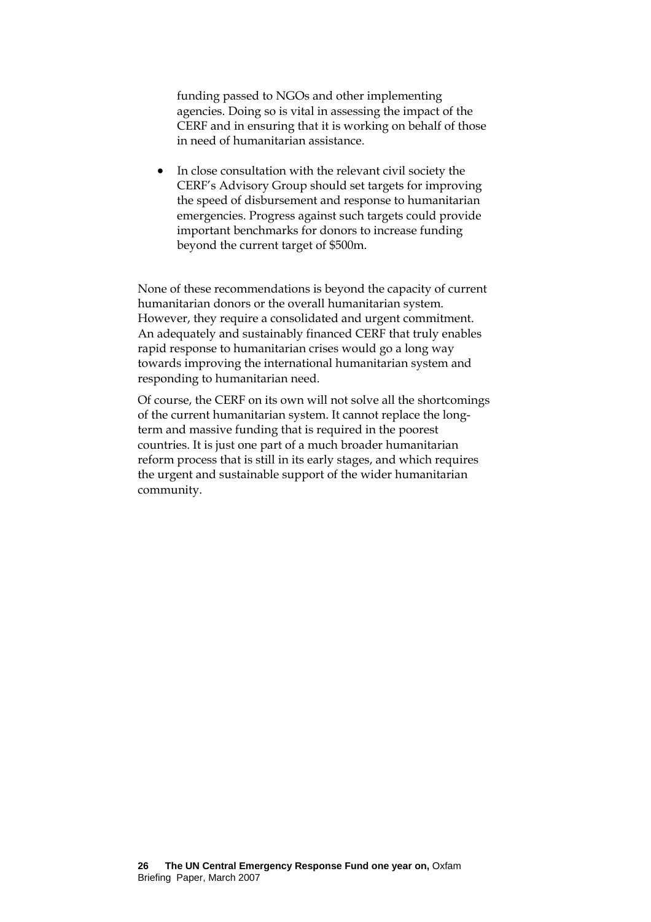funding passed to NGOs and other implementing agencies. Doing so is vital in assessing the impact of the CERF and in ensuring that it is working on behalf of those in need of humanitarian assistance.

- In close consultation with the relevant civil society the CERF's Advisory Group should set targets for improving the speed of disbursement and response to humanitarian emergencies. Progress against such targets could provide important benchmarks for donors to increase funding beyond the current target of $500m.

None of these recommendations is beyond the capacity of current humanitarian donors or the overall humanitarian system. However, they require a consolidated and urgent commitment. An adequately and sustainably financed CERF that truly enables rapid response to humanitarian crises would go a long way towards improving the international humanitarian system and responding to humanitarian need.

Of course, the CERF on its own will not solve all the shortcomings of the current humanitarian system. It cannot replace the long-term and massive funding that is required in the poorest countries. It is just one part of a much broader humanitarian reform process that is still in its early stages, and which requires the urgent and sustainable support of the wider humanitarian community.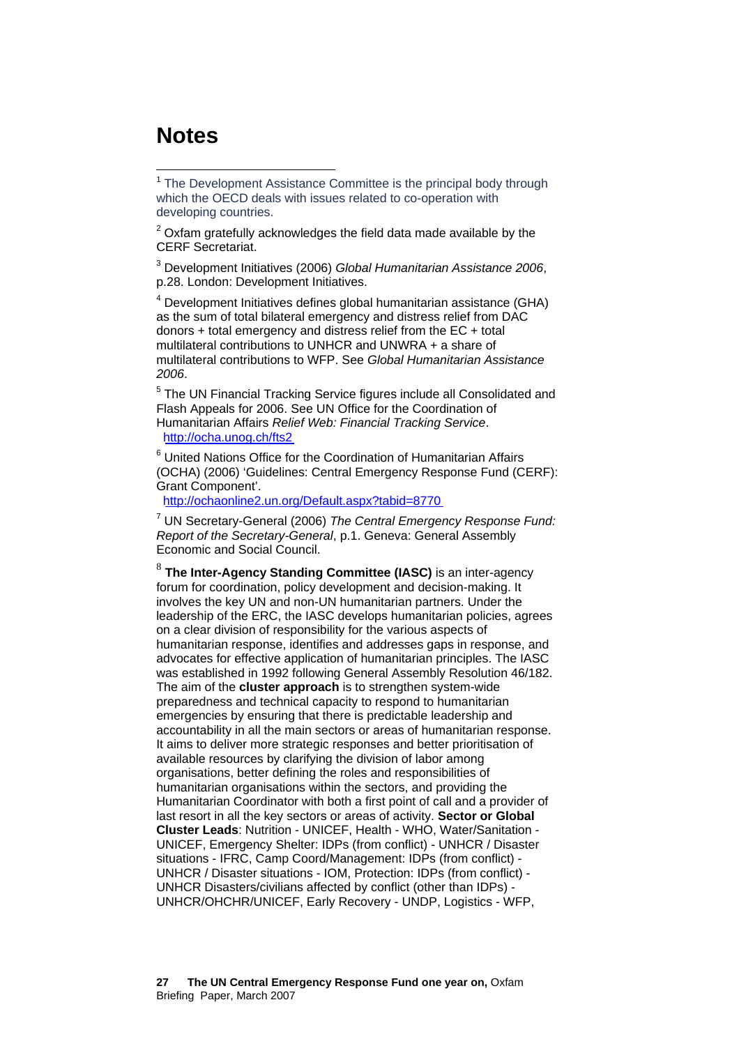# Notes

[1] The Development Assistance Committee is the principal body through which the OECD deals with issues related to co-operation with developing countries.

[2] Oxfam gratefully acknowledges the field data made available by the CERF Secretariat.

[3] Development Initiatives (2006) *Global Humanitarian Assistance 2006*, p.28. London: Development Initiatives.

[4] Development Initiatives defines global humanitarian assistance (GHA) as the sum of total bilateral emergency and distress relief from DAC donors + total emergency and distress relief from the EC + total multilateral contributions to UNHCR and UNWRA + a share of multilateral contributions to WFP. See *Global Humanitarian Assistance 2006*.

[5] The UN Financial Tracking Service figures include all Consolidated and Flash Appeals for 2006. See UN Office for the Coordination of Humanitarian Affairs *Relief Web: Financial Tracking Service*. http://ocha.unog.ch/fts2

[6] United Nations Office for the Coordination of Humanitarian Affairs (OCHA) (2006) 'Guidelines: Central Emergency Response Fund (CERF): Grant Component'. http://ochaonline2.un.org/Default.aspx?tabid=8770

[7] UN Secretary-General (2006) *The Central Emergency Response Fund: Report of the Secretary-General*, p.1. Geneva: General Assembly Economic and Social Council.

[8] **The Inter-Agency Standing Committee (IASC)** is an inter-agency forum for coordination, policy development and decision-making. It involves the key UN and non-UN humanitarian partners. Under the leadership of the ERC, the IASC develops humanitarian policies, agrees on a clear division of responsibility for the various aspects of humanitarian response, identifies and addresses gaps in response, and advocates for effective application of humanitarian principles. The IASC was established in 1992 following General Assembly Resolution 46/182. The aim of the **cluster approach** is to strengthen system-wide preparedness and technical capacity to respond to humanitarian emergencies by ensuring that there is predictable leadership and accountability in all the main sectors or areas of humanitarian response. It aims to deliver more strategic responses and better prioritisation of available resources by clarifying the division of labor among organisations, better defining the roles and responsibilities of humanitarian organisations within the sectors, and providing the Humanitarian Coordinator with both a first point of call and a provider of last resort in all the key sectors or areas of activity. **Sector or Global Cluster Leads**: Nutrition - UNICEF, Health - WHO, Water/Sanitation - UNICEF, Emergency Shelter: IDPs (from conflict) - UNHCR / Disaster situations - IFRC, Camp Coord/Management: IDPs (from conflict) - UNHCR / Disaster situations - IOM, Protection: IDPs (from conflict) - UNHCR Disasters/civilians affected by conflict (other than IDPs) - UNHCR/OHCHR/UNICEF, Early Recovery - UNDP, Logistics - WFP,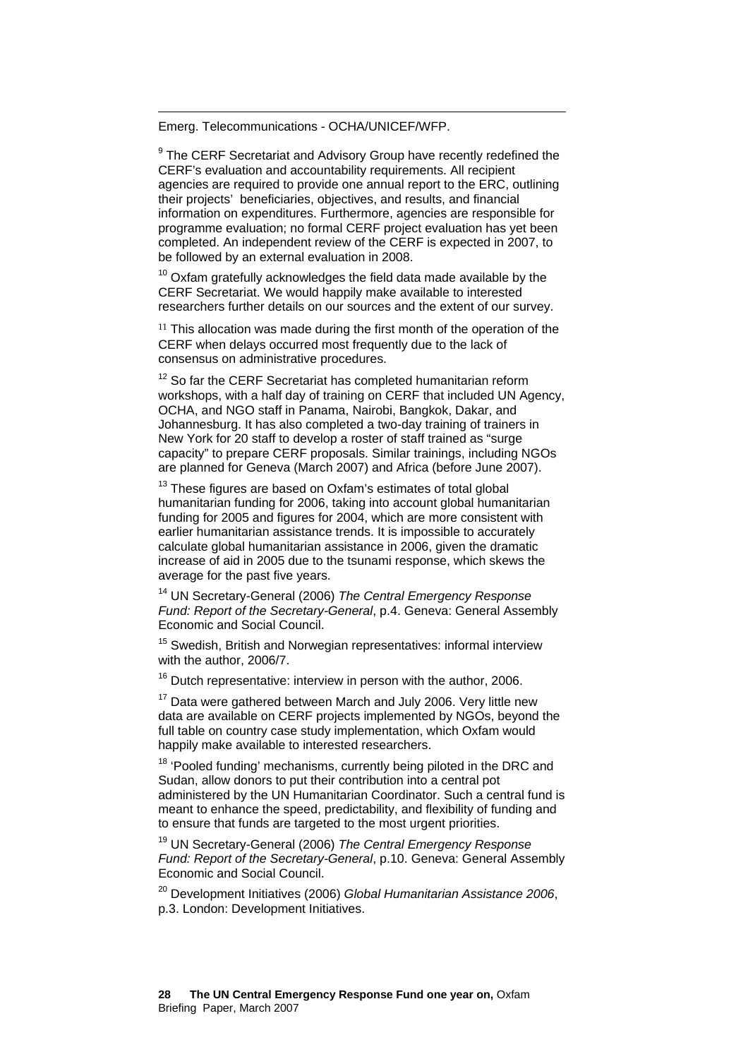Emerg. Telecommunications - OCHA/UNICEF/WFP.

[9] The CERF Secretariat and Advisory Group have recently redefined the CERF's evaluation and accountability requirements. All recipient agencies are required to provide one annual report to the ERC, outlining their projects' beneficiaries, objectives, and results, and financial information on expenditures. Furthermore, agencies are responsible for programme evaluation; no formal CERF project evaluation has yet been completed. An independent review of the CERF is expected in 2007, to be followed by an external evaluation in 2008.

[10] Oxfam gratefully acknowledges the field data made available by the CERF Secretariat. We would happily make available to interested researchers further details on our sources and the extent of our survey.

[11] This allocation was made during the first month of the operation of the CERF when delays occurred most frequently due to the lack of consensus on administrative procedures.

[12] So far the CERF Secretariat has completed humanitarian reform workshops, with a half day of training on CERF that included UN Agency, OCHA, and NGO staff in Panama, Nairobi, Bangkok, Dakar, and Johannesburg. It has also completed a two-day training of trainers in New York for 20 staff to develop a roster of staff trained as "surge capacity" to prepare CERF proposals. Similar trainings, including NGOs are planned for Geneva (March 2007) and Africa (before June 2007).

[13] These figures are based on Oxfam's estimates of total global humanitarian funding for 2006, taking into account global humanitarian funding for 2005 and figures for 2004, which are more consistent with earlier humanitarian assistance trends. It is impossible to accurately calculate global humanitarian assistance in 2006, given the dramatic increase of aid in 2005 due to the tsunami response, which skews the average for the past five years.

[14] UN Secretary-General (2006) *The Central Emergency Response Fund: Report of the Secretary-General*, p.4. Geneva: General Assembly Economic and Social Council.

[15] Swedish, British and Norwegian representatives: informal interview with the author, 2006/7.

[16] Dutch representative: interview in person with the author, 2006.

[17] Data were gathered between March and July 2006. Very little new data are available on CERF projects implemented by NGOs, beyond the full table on country case study implementation, which Oxfam would happily make available to interested researchers.

[18] 'Pooled funding' mechanisms, currently being piloted in the DRC and Sudan, allow donors to put their contribution into a central pot administered by the UN Humanitarian Coordinator. Such a central fund is meant to enhance the speed, predictability, and flexibility of funding and to ensure that funds are targeted to the most urgent priorities.

[19] UN Secretary-General (2006) *The Central Emergency Response Fund: Report of the Secretary-General*, p.10. Geneva: General Assembly Economic and Social Council.

[20] Development Initiatives (2006) *Global Humanitarian Assistance 2006*, p.3. London: Development Initiatives.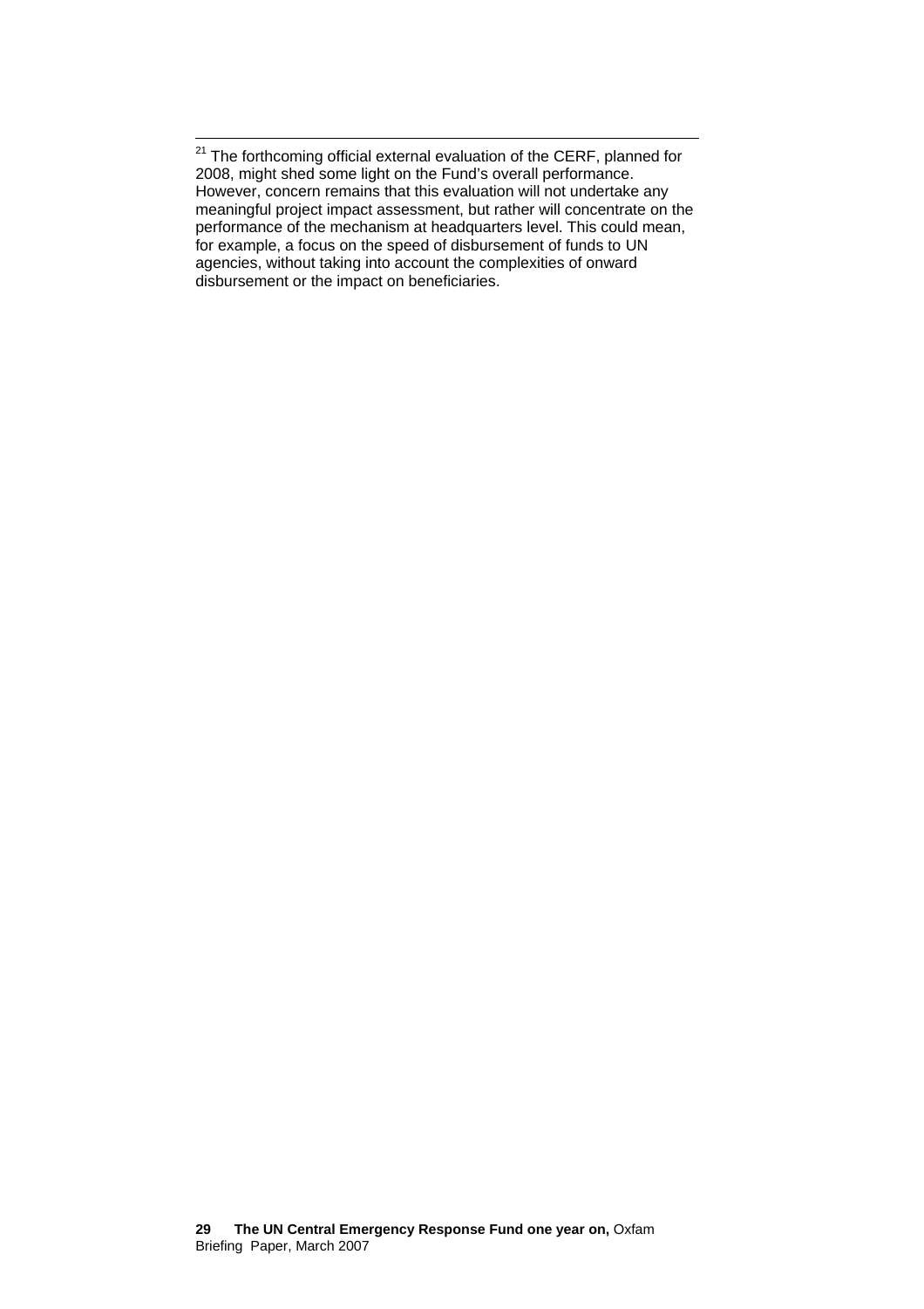[21] The forthcoming official external evaluation of the CERF, planned for 2008, might shed some light on the Fund's overall performance. However, concern remains that this evaluation will not undertake any meaningful project impact assessment, but rather will concentrate on the performance of the mechanism at headquarters level. This could mean, for example, a focus on the speed of disbursement of funds to UN agencies, without taking into account the complexities of onward disbursement or the impact on beneficiaries.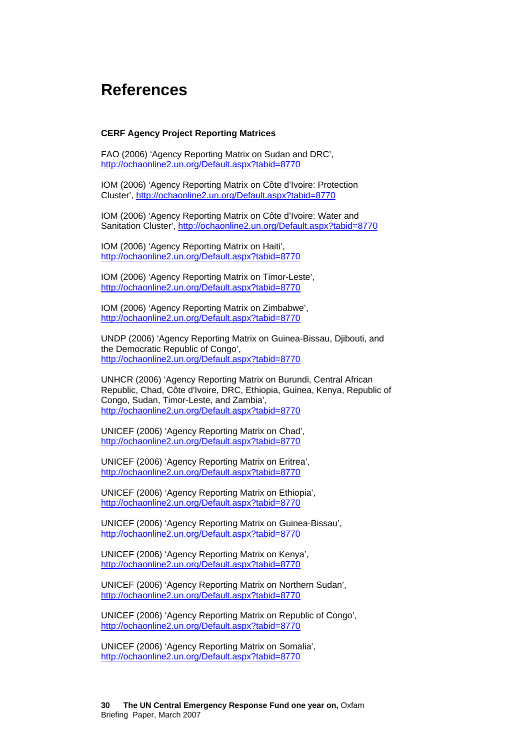# References

**CERF Agency Project Reporting Matrices**

FAO (2006) 'Agency Reporting Matrix on Sudan and DRC', http://ochaonline2.un.org/Default.aspx?tabid=8770

IOM (2006) 'Agency Reporting Matrix on Côte d'Ivoire: Protection Cluster', http://ochaonline2.un.org/Default.aspx?tabid=8770

IOM (2006) 'Agency Reporting Matrix on Côte d'Ivoire: Water and Sanitation Cluster', http://ochaonline2.un.org/Default.aspx?tabid=8770

IOM (2006) 'Agency Reporting Matrix on Haiti', http://ochaonline2.un.org/Default.aspx?tabid=8770

IOM (2006) 'Agency Reporting Matrix on Timor-Leste', http://ochaonline2.un.org/Default.aspx?tabid=8770

IOM (2006) 'Agency Reporting Matrix on Zimbabwe', http://ochaonline2.un.org/Default.aspx?tabid=8770

UNDP (2006) 'Agency Reporting Matrix on Guinea-Bissau, Djibouti, and the Democratic Republic of Congo', http://ochaonline2.un.org/Default.aspx?tabid=8770

UNHCR (2006) 'Agency Reporting Matrix on Burundi, Central African Republic, Chad, Côte d'Ivoire, DRC, Ethiopia, Guinea, Kenya, Republic of Congo, Sudan, Timor-Leste, and Zambia', http://ochaonline2.un.org/Default.aspx?tabid=8770

UNICEF (2006) 'Agency Reporting Matrix on Chad', http://ochaonline2.un.org/Default.aspx?tabid=8770

UNICEF (2006) 'Agency Reporting Matrix on Eritrea', http://ochaonline2.un.org/Default.aspx?tabid=8770

UNICEF (2006) 'Agency Reporting Matrix on Ethiopia', http://ochaonline2.un.org/Default.aspx?tabid=8770

UNICEF (2006) 'Agency Reporting Matrix on Guinea-Bissau', http://ochaonline2.un.org/Default.aspx?tabid=8770

UNICEF (2006) 'Agency Reporting Matrix on Kenya', http://ochaonline2.un.org/Default.aspx?tabid=8770

UNICEF (2006) 'Agency Reporting Matrix on Northern Sudan', http://ochaonline2.un.org/Default.aspx?tabid=8770

UNICEF (2006) 'Agency Reporting Matrix on Republic of Congo', http://ochaonline2.un.org/Default.aspx?tabid=8770

UNICEF (2006) 'Agency Reporting Matrix on Somalia', http://ochaonline2.un.org/Default.aspx?tabid=8770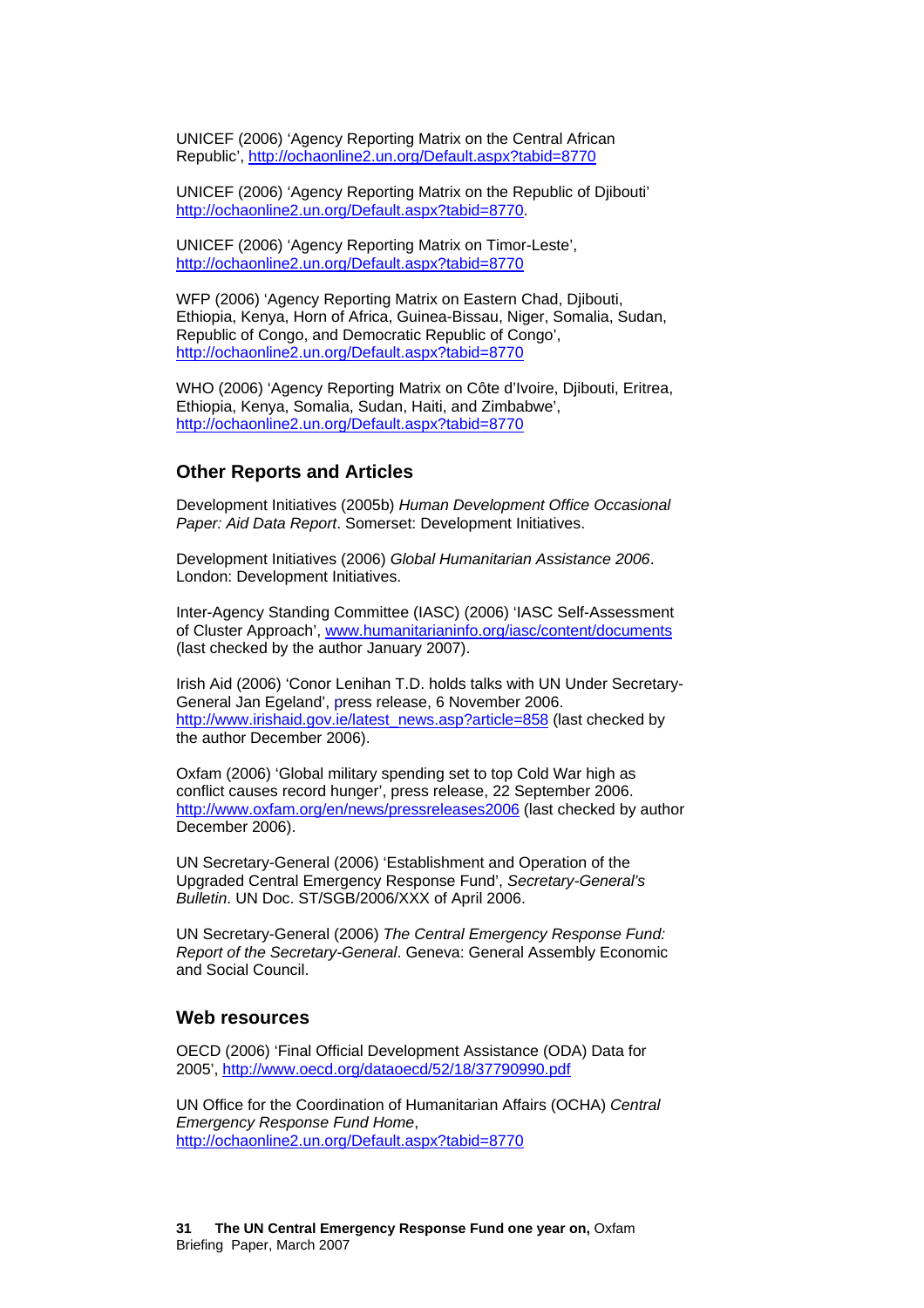UNICEF (2006) 'Agency Reporting Matrix on the Central African Republic', http://ochaonline2.un.org/Default.aspx?tabid=8770

UNICEF (2006) 'Agency Reporting Matrix on the Republic of Djibouti' http://ochaonline2.un.org/Default.aspx?tabid=8770.

UNICEF (2006) 'Agency Reporting Matrix on Timor-Leste', http://ochaonline2.un.org/Default.aspx?tabid=8770

WFP (2006) 'Agency Reporting Matrix on Eastern Chad, Djibouti, Ethiopia, Kenya, Horn of Africa, Guinea-Bissau, Niger, Somalia, Sudan, Republic of Congo, and Democratic Republic of Congo', http://ochaonline2.un.org/Default.aspx?tabid=8770

WHO (2006) 'Agency Reporting Matrix on Côte d'Ivoire, Djibouti, Eritrea, Ethiopia, Kenya, Somalia, Sudan, Haiti, and Zimbabwe', http://ochaonline2.un.org/Default.aspx?tabid=8770

## Other Reports and Articles

Development Initiatives (2005b) *Human Development Office Occasional Paper: Aid Data Report*. Somerset: Development Initiatives.

Development Initiatives (2006) *Global Humanitarian Assistance 2006*. London: Development Initiatives.

Inter-Agency Standing Committee (IASC) (2006) 'IASC Self-Assessment of Cluster Approach', www.humanitarianinfo.org/iasc/content/documents (last checked by the author January 2007).

Irish Aid (2006) 'Conor Lenihan T.D. holds talks with UN Under Secretary-General Jan Egeland', press release, 6 November 2006. http://www.irishaid.gov.ie/latest_news.asp?article=858 (last checked by the author December 2006).

Oxfam (2006) 'Global military spending set to top Cold War high as conflict causes record hunger', press release, 22 September 2006. http://www.oxfam.org/en/news/pressreleases2006 (last checked by author December 2006).

UN Secretary-General (2006) 'Establishment and Operation of the Upgraded Central Emergency Response Fund', *Secretary-General's Bulletin*. UN Doc. ST/SGB/2006/XXX of April 2006.

UN Secretary-General (2006) *The Central Emergency Response Fund: Report of the Secretary-General*. Geneva: General Assembly Economic and Social Council.

## Web resources

OECD (2006) 'Final Official Development Assistance (ODA) Data for 2005', http://www.oecd.org/dataoecd/52/18/37790990.pdf

UN Office for the Coordination of Humanitarian Affairs (OCHA) *Central Emergency Response Fund Home*, http://ochaonline2.un.org/Default.aspx?tabid=8770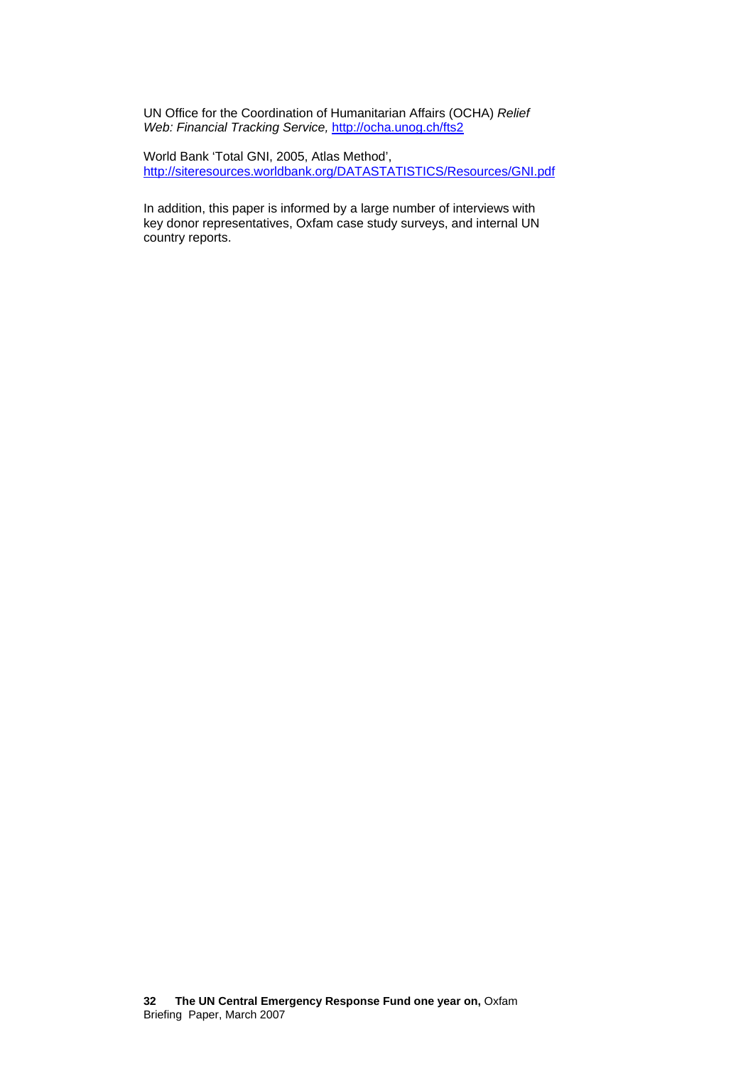UN Office for the Coordination of Humanitarian Affairs (OCHA) *Relief Web: Financial Tracking Service,* http://ocha.unog.ch/fts2

World Bank 'Total GNI, 2005, Atlas Method', http://siteresources.worldbank.org/DATASTATISTICS/Resources/GNI.pdf

In addition, this paper is informed by a large number of interviews with key donor representatives, Oxfam case study surveys, and internal UN country reports.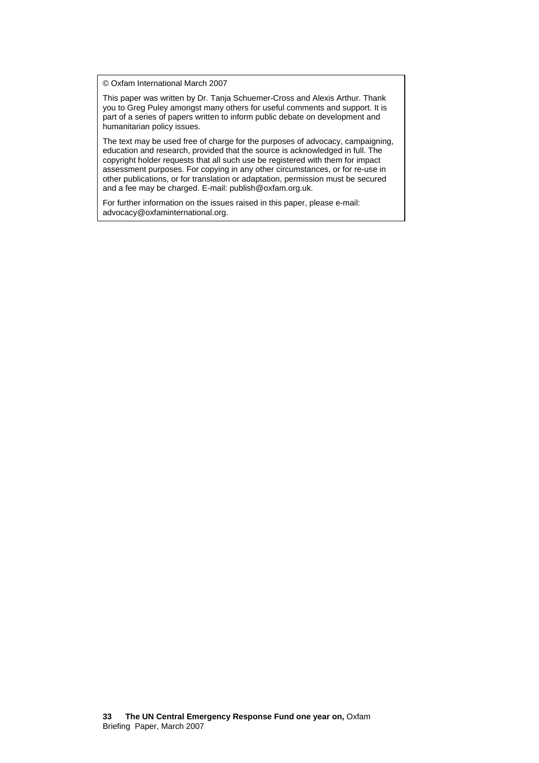© Oxfam International March 2007

This paper was written by Dr. Tanja Schuemer-Cross and Alexis Arthur. Thank you to Greg Puley amongst many others for useful comments and support. It is part of a series of papers written to inform public debate on development and humanitarian policy issues.

The text may be used free of charge for the purposes of advocacy, campaigning, education and research, provided that the source is acknowledged in full. The copyright holder requests that all such use be registered with them for impact assessment purposes. For copying in any other circumstances, or for re-use in other publications, or for translation or adaptation, permission must be secured and a fee may be charged. E-mail: publish@oxfam.org.uk.

For further information on the issues raised in this paper, please e-mail: advocacy@oxfaminternational.org.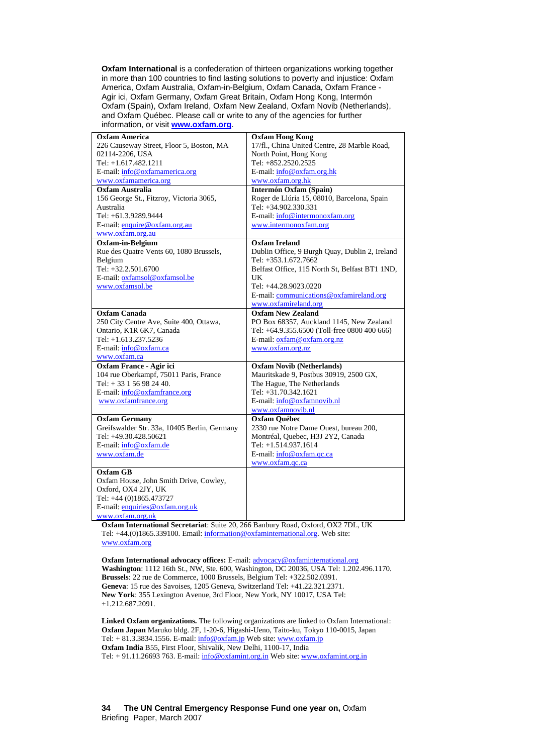**Oxfam International** is a confederation of thirteen organizations working together in more than 100 countries to find lasting solutions to poverty and injustice: Oxfam America, Oxfam Australia, Oxfam-in-Belgium, Oxfam Canada, Oxfam France - Agir ici, Oxfam Germany, Oxfam Great Britain, Oxfam Hong Kong, Intermón Oxfam (Spain), Oxfam Ireland, Oxfam New Zealand, Oxfam Novib (Netherlands), and Oxfam Québec. Please call or write to any of the agencies for further information, or visit **www.oxfam.org**.

| | |
|---|---|
| **Oxfam America**<br>226 Causeway Street, Floor 5, Boston, MA 02114-2206, USA<br>Tel: +1.617.482.1211<br>E-mail: info@oxfamamerica.org<br>www.oxfamamerica.org | **Oxfam Hong Kong**<br>17/fl., China United Centre, 28 Marble Road, North Point, Hong Kong<br>Tel: +852.2520.2525<br>E-mail: info@oxfam.org.hk<br>www.oxfam.org.hk |
| **Oxfam Australia**<br>156 George St., Fitzroy, Victoria 3065, Australia<br>Tel: +61.3.9289.9444<br>E-mail: enquire@oxfam.org.au<br>www.oxfam.org.au | **Intermón Oxfam (Spain)**<br>Roger de Llúria 15, 08010, Barcelona, Spain<br>Tel: +34.902.330.331<br>E-mail: info@intermonoxfam.org<br>www.intermonoxfam.org |
| **Oxfam-in-Belgium**<br>Rue des Quatre Vents 60, 1080 Brussels, Belgium<br>Tel: +32.2.501.6700<br>E-mail: oxfamsol@oxfamsol.be<br>www.oxfamsol.be | **Oxfam Ireland**<br>Dublin Office, 9 Burgh Quay, Dublin 2, Ireland<br>Tel: +353.1.672.7662<br>Belfast Office, 115 North St, Belfast BT1 1ND, UK<br>Tel: +44.28.9023.0220<br>E-mail: communications@oxfamireland.org<br>www.oxfamireland.org |
| **Oxfam Canada**<br>250 City Centre Ave, Suite 400, Ottawa, Ontario, K1R 6K7, Canada<br>Tel: +1.613.237.5236<br>E-mail: info@oxfam.ca<br>www.oxfam.ca | **Oxfam New Zealand**<br>PO Box 68357, Auckland 1145, New Zealand<br>Tel: +64.9.355.6500 (Toll-free 0800 400 666)<br>E-mail: oxfam@oxfam.org.nz<br>www.oxfam.org.nz |
| **Oxfam France - Agir ici**<br>104 rue Oberkampf, 75011 Paris, France<br>Tel: + 33 1 56 98 24 40.<br>E-mail: info@oxfamfrance.org<br>www.oxfamfrance.org | **Oxfam Novib (Netherlands)**<br>Mauritskade 9, Postbus 30919, 2500 GX, The Hague, The Netherlands<br>Tel: +31.70.342.1621<br>E-mail: info@oxfamnovib.nl<br>www.oxfamnovib.nl |
| **Oxfam Germany**<br>Greifswalder Str. 33a, 10405 Berlin, Germany<br>Tel: +49.30.428.50621<br>E-mail: info@oxfam.de<br>www.oxfam.de | **Oxfam Québec**<br>2330 rue Notre Dame Ouest, bureau 200, Montréal, Quebec, H3J 2Y2, Canada<br>Tel: +1.514.937.1614<br>E-mail: info@oxfam.qc.ca<br>www.oxfam.qc.ca |
| **Oxfam GB**<br>Oxfam House, John Smith Drive, Cowley, Oxford, OX4 2JY, UK<br>Tel: +44 (0)1865.473727<br>E-mail: enquiries@oxfam.org.uk<br>www.oxfam.org.uk | |

**Oxfam International Secretariat**: Suite 20, 266 Banbury Road, Oxford, OX2 7DL, UK
Tel: +44.(0)1865.339100. Email: information@oxfaminternational.org. Web site: www.oxfam.org

**Oxfam International advocacy offices:** E-mail: advocacy@oxfaminternational.org
**Washington**: 1112 16th St., NW, Ste. 600, Washington, DC 20036, USA Tel: 1.202.496.1170.
**Brussels**: 22 rue de Commerce, 1000 Brussels, Belgium Tel: +322.502.0391.
**Geneva**: 15 rue des Savoises, 1205 Geneva, Switzerland Tel: +41.22.321.2371.
**New York**: 355 Lexington Avenue, 3rd Floor, New York, NY 10017, USA Tel: +1.212.687.2091.

**Linked Oxfam organizations.** The following organizations are linked to Oxfam International:
**Oxfam Japan** Maruko bldg. 2F, 1-20-6, Higashi-Ueno, Taito-ku, Tokyo 110-0015, Japan
Tel: + 81.3.3834.1556. E-mail: info@oxfam.jp Web site: www.oxfam.jp
**Oxfam India** B55, First Floor, Shivalik, New Delhi, 1100-17, India
Tel: + 91.11.26693 763. E-mail: info@oxfamint.org.in Web site: www.oxfamint.org.in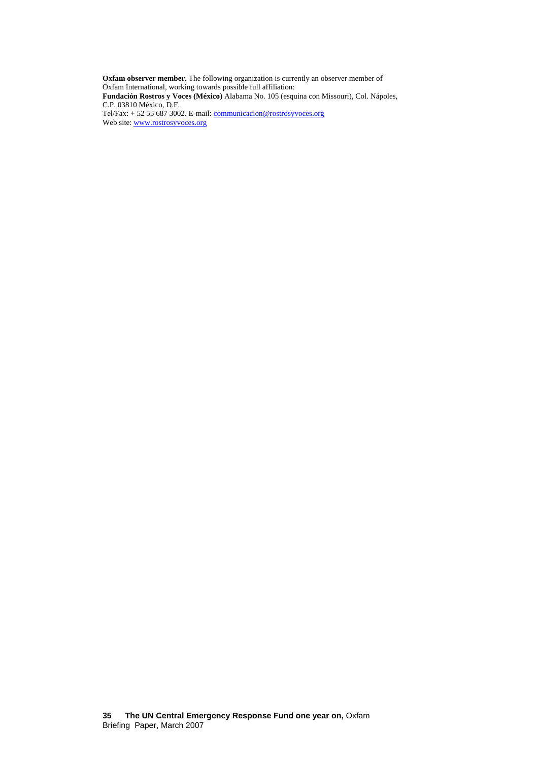**Oxfam observer member.** The following organization is currently an observer member of Oxfam International, working towards possible full affiliation:

**Fundación Rostros y Voces (México)** Alabama No. 105 (esquina con Missouri), Col. Nápoles, C.P. 03810 México, D.F.

Tel/Fax: + 52 55 687 3002. E-mail: communicacion@rostrosyvoces.org

Web site: www.rostrosyvoces.org